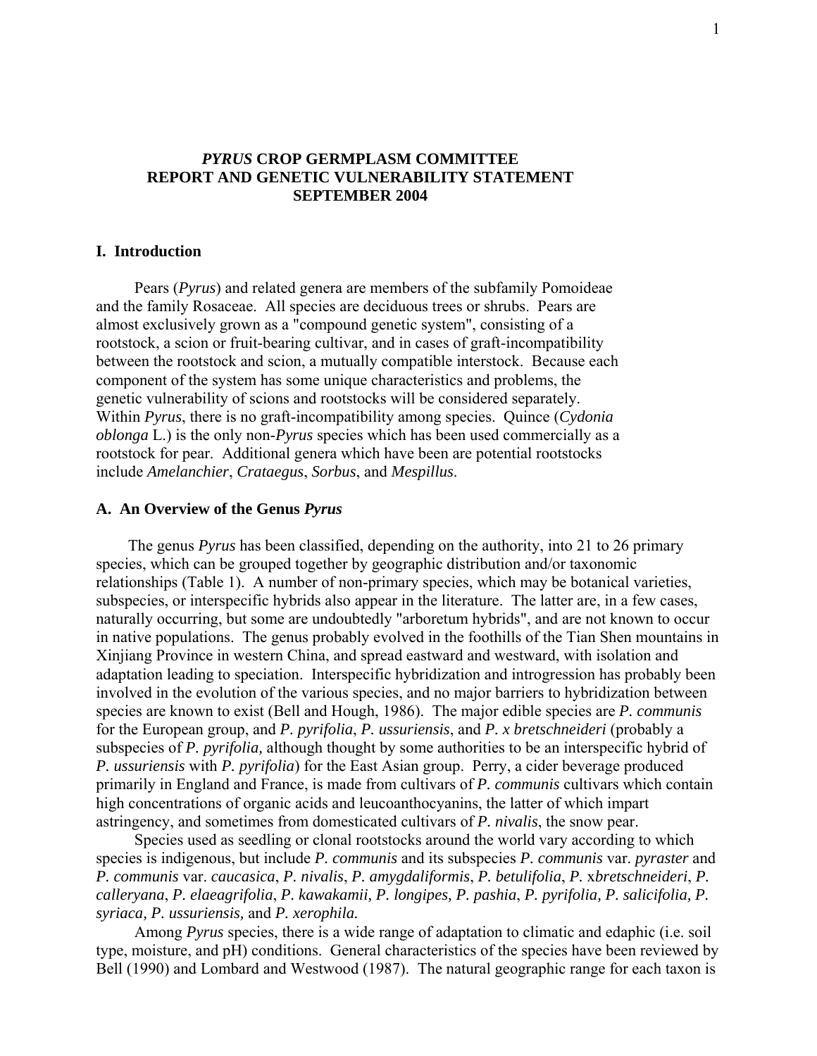# *PYRUS* CROP GERMPLASM COMMITTEE REPORT AND GENETIC VULNERABILITY STATEMENT SEPTEMBER 2004

## I. Introduction

Pears (*Pyrus*) and related genera are members of the subfamily Pomoideae and the family Rosaceae. All species are deciduous trees or shrubs. Pears are almost exclusively grown as a "compound genetic system", consisting of a rootstock, a scion or fruit-bearing cultivar, and in cases of graft-incompatibility between the rootstock and scion, a mutually compatible interstock. Because each component of the system has some unique characteristics and problems, the genetic vulnerability of scions and rootstocks will be considered separately. Within *Pyrus*, there is no graft-incompatibility among species. Quince (*Cydonia oblonga* L.) is the only non-*Pyrus* species which has been used commercially as a rootstock for pear. Additional genera which have been are potential rootstocks include *Amelanchier*, *Crataegus*, *Sorbus*, and *Mespillus*.

### A. An Overview of the Genus *Pyrus*

The genus *Pyrus* has been classified, depending on the authority, into 21 to 26 primary species, which can be grouped together by geographic distribution and/or taxonomic relationships (Table 1). A number of non-primary species, which may be botanical varieties, subspecies, or interspecific hybrids also appear in the literature. The latter are, in a few cases, naturally occurring, but some are undoubtedly "arboretum hybrids", and are not known to occur in native populations. The genus probably evolved in the foothills of the Tian Shen mountains in Xinjiang Province in western China, and spread eastward and westward, with isolation and adaptation leading to speciation. Interspecific hybridization and introgression has probably been involved in the evolution of the various species, and no major barriers to hybridization between species are known to exist (Bell and Hough, 1986). The major edible species are *P. communis* for the European group, and *P. pyrifolia*, *P. ussuriensis*, and *P. x bretschneideri* (probably a subspecies of *P. pyrifolia,* although thought by some authorities to be an interspecific hybrid of *P. ussuriensis* with *P. pyrifolia*) for the East Asian group. Perry, a cider beverage produced primarily in England and France, is made from cultivars of *P. communis* cultivars which contain high concentrations of organic acids and leucoanthocyanins, the latter of which impart astringency, and sometimes from domesticated cultivars of *P. nivalis*, the snow pear.

Species used as seedling or clonal rootstocks around the world vary according to which species is indigenous, but include *P. communis* and its subspecies *P. communis* var. *pyraster* and *P. communis* var. *caucasica*, *P. nivalis*, *P. amygdaliformis*, *P. betulifolia*, *P.* x*bretschneideri*, *P. calleryana*, *P. elaeagrifolia*, *P. kawakamii, P. longipes, P. pashia*, *P. pyrifolia, P. salicifolia, P. syriaca, P. ussuriensis,* and *P. xerophila.*

Among *Pyrus* species, there is a wide range of adaptation to climatic and edaphic (i.e. soil type, moisture, and pH) conditions. General characteristics of the species have been reviewed by Bell (1990) and Lombard and Westwood (1987). The natural geographic range for each taxon is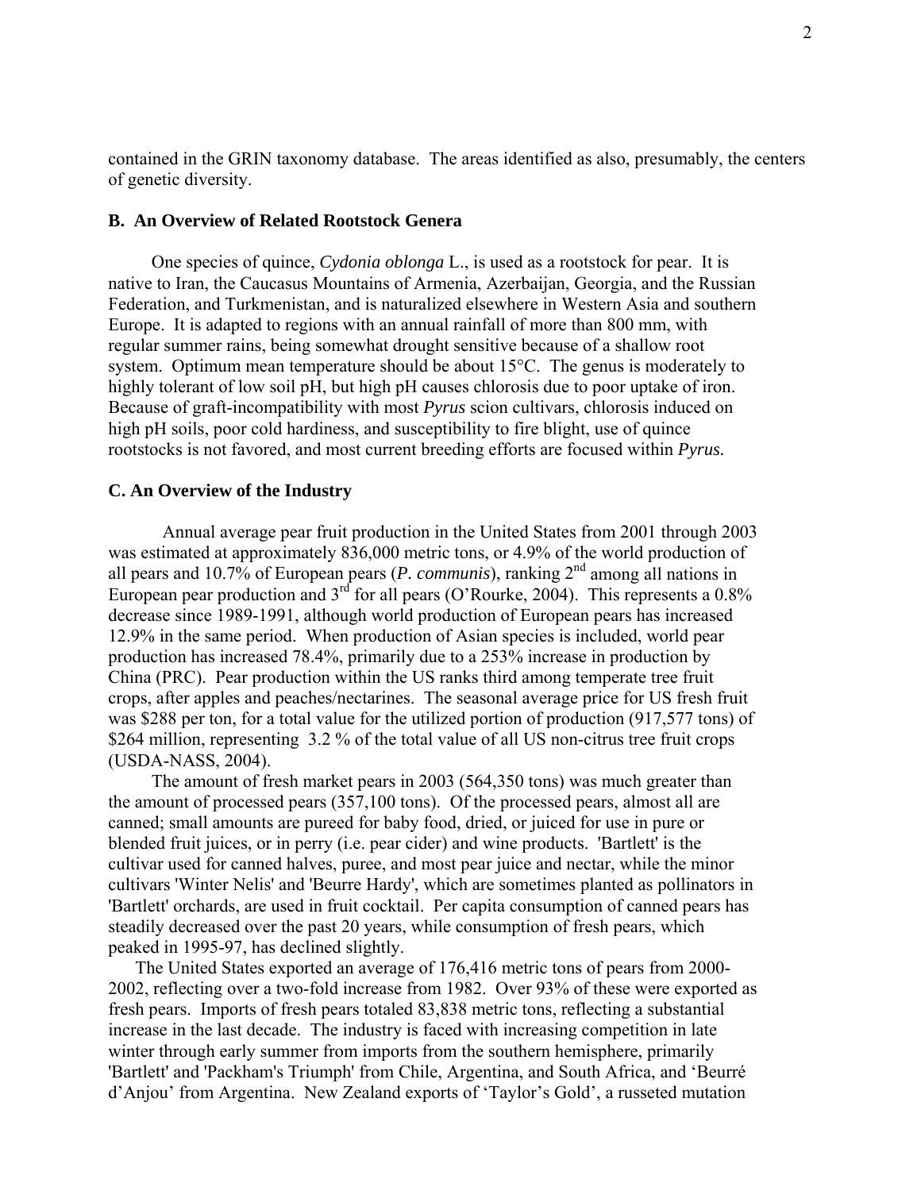contained in the GRIN taxonomy database. The areas identified as also, presumably, the centers of genetic diversity.

### B. An Overview of Related Rootstock Genera

One species of quince, *Cydonia oblonga* L., is used as a rootstock for pear. It is native to Iran, the Caucasus Mountains of Armenia, Azerbaijan, Georgia, and the Russian Federation, and Turkmenistan, and is naturalized elsewhere in Western Asia and southern Europe. It is adapted to regions with an annual rainfall of more than 800 mm, with regular summer rains, being somewhat drought sensitive because of a shallow root system. Optimum mean temperature should be about 15°C. The genus is moderately to highly tolerant of low soil pH, but high pH causes chlorosis due to poor uptake of iron. Because of graft-incompatibility with most *Pyrus* scion cultivars, chlorosis induced on high pH soils, poor cold hardiness, and susceptibility to fire blight, use of quince rootstocks is not favored, and most current breeding efforts are focused within *Pyrus.*

### C. An Overview of the Industry

Annual average pear fruit production in the United States from 2001 through 2003 was estimated at approximately 836,000 metric tons, or 4.9% of the world production of all pears and 10.7% of European pears (*P. communis*), ranking 2nd among all nations in European pear production and 3rd for all pears (O'Rourke, 2004). This represents a 0.8% decrease since 1989-1991, although world production of European pears has increased 12.9% in the same period. When production of Asian species is included, world pear production has increased 78.4%, primarily due to a 253% increase in production by China (PRC). Pear production within the US ranks third among temperate tree fruit crops, after apples and peaches/nectarines. The seasonal average price for US fresh fruit was $288 per ton, for a total value for the utilized portion of production (917,577 tons) of $264 million, representing 3.2 % of the total value of all US non-citrus tree fruit crops (USDA-NASS, 2004).

The amount of fresh market pears in 2003 (564,350 tons) was much greater than the amount of processed pears (357,100 tons). Of the processed pears, almost all are canned; small amounts are pureed for baby food, dried, or juiced for use in pure or blended fruit juices, or in perry (i.e. pear cider) and wine products. 'Bartlett' is the cultivar used for canned halves, puree, and most pear juice and nectar, while the minor cultivars 'Winter Nelis' and 'Beurre Hardy', which are sometimes planted as pollinators in 'Bartlett' orchards, are used in fruit cocktail. Per capita consumption of canned pears has steadily decreased over the past 20 years, while consumption of fresh pears, which peaked in 1995-97, has declined slightly.

The United States exported an average of 176,416 metric tons of pears from 2000-2002, reflecting over a two-fold increase from 1982. Over 93% of these were exported as fresh pears. Imports of fresh pears totaled 83,838 metric tons, reflecting a substantial increase in the last decade. The industry is faced with increasing competition in late winter through early summer from imports from the southern hemisphere, primarily 'Bartlett' and 'Packham's Triumph' from Chile, Argentina, and South Africa, and 'Beurré d'Anjou' from Argentina. New Zealand exports of 'Taylor's Gold', a russeted mutation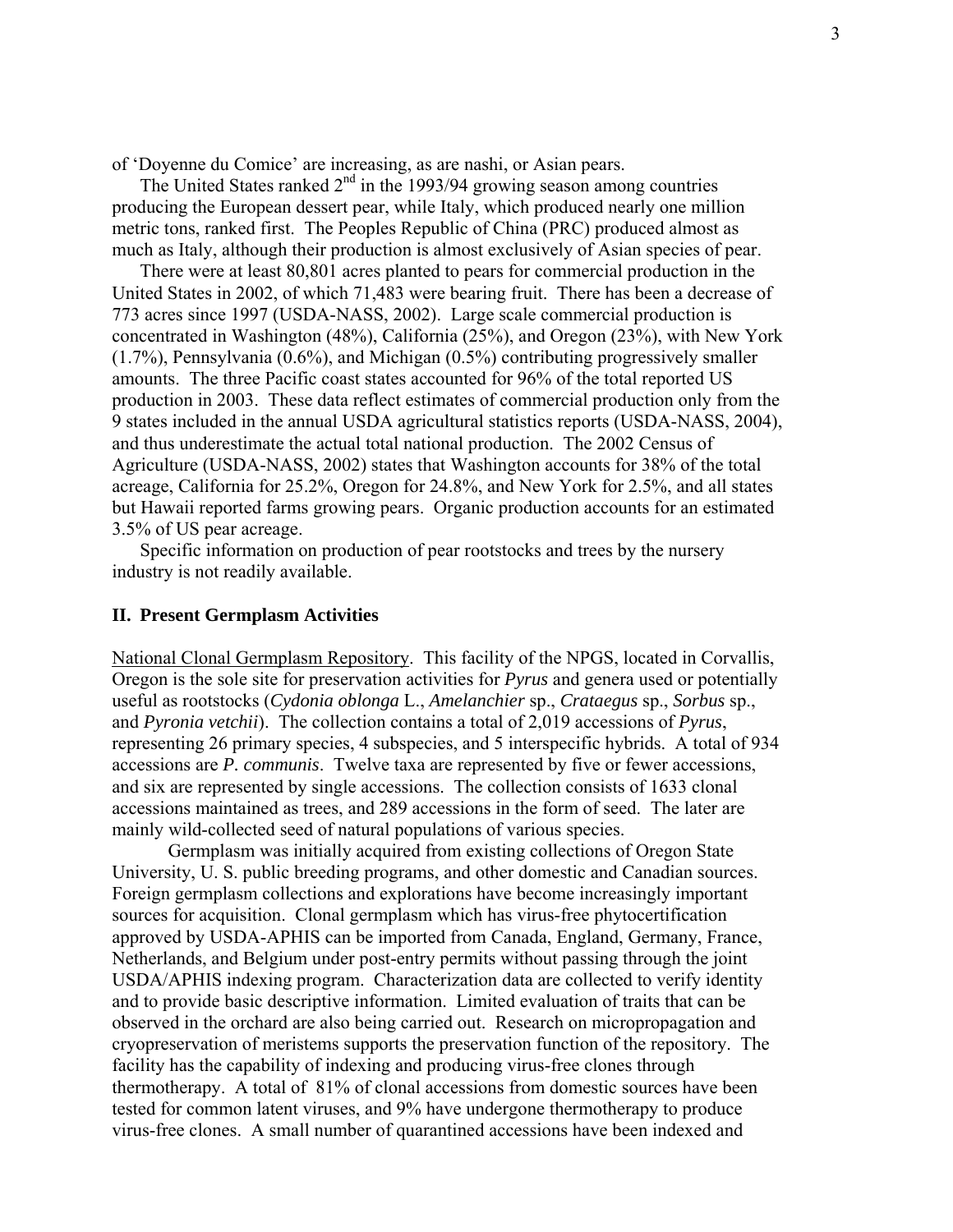of 'Doyenne du Comice' are increasing, as are nashi, or Asian pears.

The United States ranked 2nd in the 1993/94 growing season among countries producing the European dessert pear, while Italy, which produced nearly one million metric tons, ranked first. The Peoples Republic of China (PRC) produced almost as much as Italy, although their production is almost exclusively of Asian species of pear.

There were at least 80,801 acres planted to pears for commercial production in the United States in 2002, of which 71,483 were bearing fruit. There has been a decrease of 773 acres since 1997 (USDA-NASS, 2002). Large scale commercial production is concentrated in Washington (48%), California (25%), and Oregon (23%), with New York (1.7%), Pennsylvania (0.6%), and Michigan (0.5%) contributing progressively smaller amounts. The three Pacific coast states accounted for 96% of the total reported US production in 2003. These data reflect estimates of commercial production only from the 9 states included in the annual USDA agricultural statistics reports (USDA-NASS, 2004), and thus underestimate the actual total national production. The 2002 Census of Agriculture (USDA-NASS, 2002) states that Washington accounts for 38% of the total acreage, California for 25.2%, Oregon for 24.8%, and New York for 2.5%, and all states but Hawaii reported farms growing pears. Organic production accounts for an estimated 3.5% of US pear acreage.

Specific information on production of pear rootstocks and trees by the nursery industry is not readily available.

## II. Present Germplasm Activities

National Clonal Germplasm Repository. This facility of the NPGS, located in Corvallis, Oregon is the sole site for preservation activities for *Pyrus* and genera used or potentially useful as rootstocks (*Cydonia oblonga* L., *Amelanchier* sp., *Crataegus* sp., *Sorbus* sp., and *Pyronia vetchii*). The collection contains a total of 2,019 accessions of *Pyrus*, representing 26 primary species, 4 subspecies, and 5 interspecific hybrids. A total of 934 accessions are *P. communis*. Twelve taxa are represented by five or fewer accessions, and six are represented by single accessions. The collection consists of 1633 clonal accessions maintained as trees, and 289 accessions in the form of seed. The later are mainly wild-collected seed of natural populations of various species.

Germplasm was initially acquired from existing collections of Oregon State University, U. S. public breeding programs, and other domestic and Canadian sources. Foreign germplasm collections and explorations have become increasingly important sources for acquisition. Clonal germplasm which has virus-free phytocertification approved by USDA-APHIS can be imported from Canada, England, Germany, France, Netherlands, and Belgium under post-entry permits without passing through the joint USDA/APHIS indexing program. Characterization data are collected to verify identity and to provide basic descriptive information. Limited evaluation of traits that can be observed in the orchard are also being carried out. Research on micropropagation and cryopreservation of meristems supports the preservation function of the repository. The facility has the capability of indexing and producing virus-free clones through thermotherapy. A total of 81% of clonal accessions from domestic sources have been tested for common latent viruses, and 9% have undergone thermotherapy to produce virus-free clones. A small number of quarantined accessions have been indexed and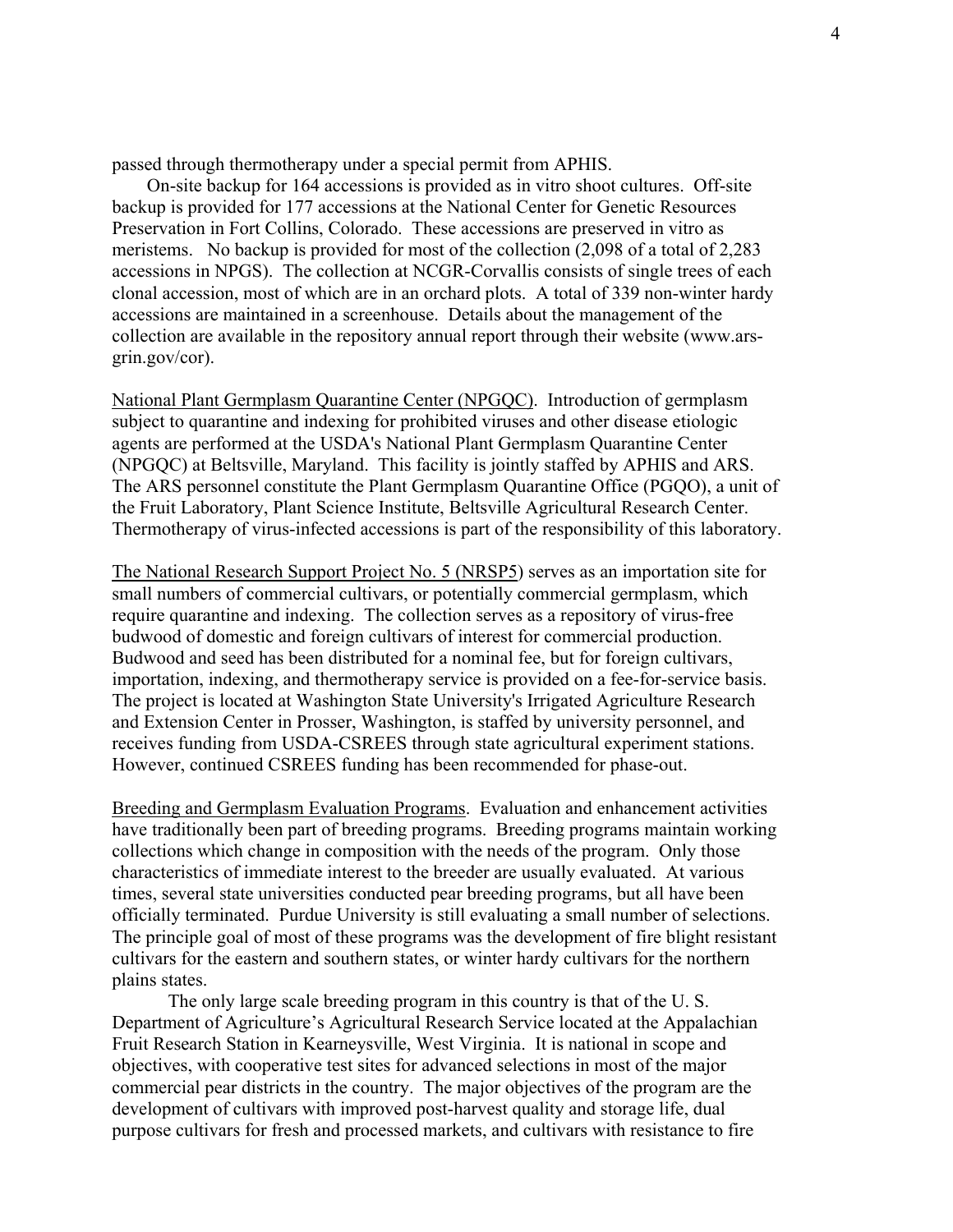passed through thermotherapy under a special permit from APHIS.

On-site backup for 164 accessions is provided as in vitro shoot cultures. Off-site backup is provided for 177 accessions at the National Center for Genetic Resources Preservation in Fort Collins, Colorado. These accessions are preserved in vitro as meristems. No backup is provided for most of the collection (2,098 of a total of 2,283 accessions in NPGS). The collection at NCGR-Corvallis consists of single trees of each clonal accession, most of which are in an orchard plots. A total of 339 non-winter hardy accessions are maintained in a screenhouse. Details about the management of the collection are available in the repository annual report through their website (www.ars-grin.gov/cor).

National Plant Germplasm Quarantine Center (NPGQC). Introduction of germplasm subject to quarantine and indexing for prohibited viruses and other disease etiologic agents are performed at the USDA's National Plant Germplasm Quarantine Center (NPGQC) at Beltsville, Maryland. This facility is jointly staffed by APHIS and ARS. The ARS personnel constitute the Plant Germplasm Quarantine Office (PGQO), a unit of the Fruit Laboratory, Plant Science Institute, Beltsville Agricultural Research Center. Thermotherapy of virus-infected accessions is part of the responsibility of this laboratory.

The National Research Support Project No. 5 (NRSP5) serves as an importation site for small numbers of commercial cultivars, or potentially commercial germplasm, which require quarantine and indexing. The collection serves as a repository of virus-free budwood of domestic and foreign cultivars of interest for commercial production. Budwood and seed has been distributed for a nominal fee, but for foreign cultivars, importation, indexing, and thermotherapy service is provided on a fee-for-service basis. The project is located at Washington State University's Irrigated Agriculture Research and Extension Center in Prosser, Washington, is staffed by university personnel, and receives funding from USDA-CSREES through state agricultural experiment stations. However, continued CSREES funding has been recommended for phase-out.

Breeding and Germplasm Evaluation Programs. Evaluation and enhancement activities have traditionally been part of breeding programs. Breeding programs maintain working collections which change in composition with the needs of the program. Only those characteristics of immediate interest to the breeder are usually evaluated. At various times, several state universities conducted pear breeding programs, but all have been officially terminated. Purdue University is still evaluating a small number of selections. The principle goal of most of these programs was the development of fire blight resistant cultivars for the eastern and southern states, or winter hardy cultivars for the northern plains states.

The only large scale breeding program in this country is that of the U. S. Department of Agriculture's Agricultural Research Service located at the Appalachian Fruit Research Station in Kearneysville, West Virginia. It is national in scope and objectives, with cooperative test sites for advanced selections in most of the major commercial pear districts in the country. The major objectives of the program are the development of cultivars with improved post-harvest quality and storage life, dual purpose cultivars for fresh and processed markets, and cultivars with resistance to fire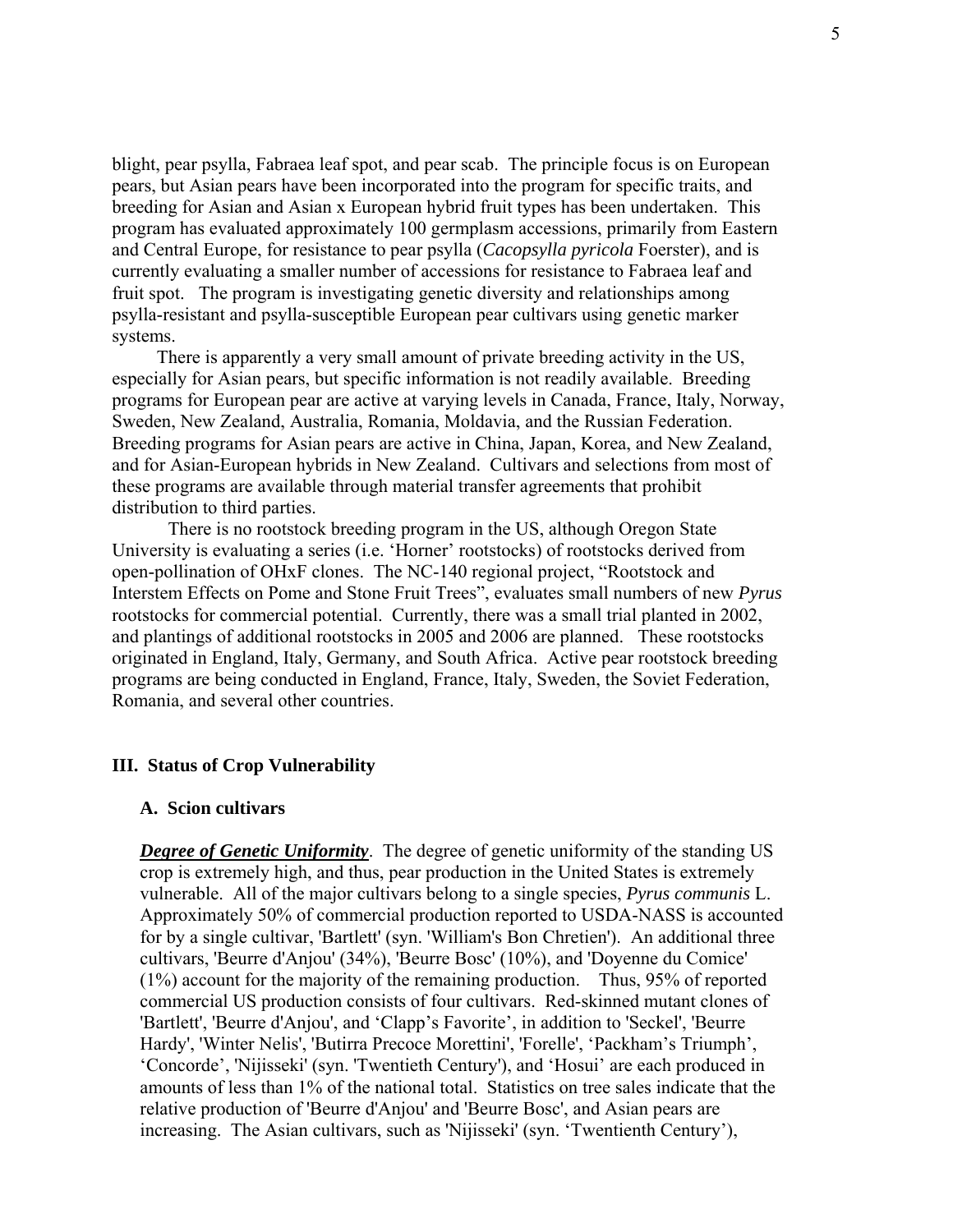blight, pear psylla, Fabraea leaf spot, and pear scab. The principle focus is on European pears, but Asian pears have been incorporated into the program for specific traits, and breeding for Asian and Asian x European hybrid fruit types has been undertaken. This program has evaluated approximately 100 germplasm accessions, primarily from Eastern and Central Europe, for resistance to pear psylla (*Cacopsylla pyricola* Foerster), and is currently evaluating a smaller number of accessions for resistance to Fabraea leaf and fruit spot. The program is investigating genetic diversity and relationships among psylla-resistant and psylla-susceptible European pear cultivars using genetic marker systems.

There is apparently a very small amount of private breeding activity in the US, especially for Asian pears, but specific information is not readily available. Breeding programs for European pear are active at varying levels in Canada, France, Italy, Norway, Sweden, New Zealand, Australia, Romania, Moldavia, and the Russian Federation. Breeding programs for Asian pears are active in China, Japan, Korea, and New Zealand, and for Asian-European hybrids in New Zealand. Cultivars and selections from most of these programs are available through material transfer agreements that prohibit distribution to third parties.

There is no rootstock breeding program in the US, although Oregon State University is evaluating a series (i.e. 'Horner' rootstocks) of rootstocks derived from open-pollination of OHxF clones. The NC-140 regional project, "Rootstock and Interstem Effects on Pome and Stone Fruit Trees", evaluates small numbers of new *Pyrus* rootstocks for commercial potential. Currently, there was a small trial planted in 2002, and plantings of additional rootstocks in 2005 and 2006 are planned. These rootstocks originated in England, Italy, Germany, and South Africa. Active pear rootstock breeding programs are being conducted in England, France, Italy, Sweden, the Soviet Federation, Romania, and several other countries.

## III. Status of Crop Vulnerability

### A. Scion cultivars

***Degree of Genetic Uniformity***. The degree of genetic uniformity of the standing US crop is extremely high, and thus, pear production in the United States is extremely vulnerable. All of the major cultivars belong to a single species, *Pyrus communis* L. Approximately 50% of commercial production reported to USDA-NASS is accounted for by a single cultivar, 'Bartlett' (syn. 'William's Bon Chretien'). An additional three cultivars, 'Beurre d'Anjou' (34%), 'Beurre Bosc' (10%), and 'Doyenne du Comice' (1%) account for the majority of the remaining production. Thus, 95% of reported commercial US production consists of four cultivars. Red-skinned mutant clones of 'Bartlett', 'Beurre d'Anjou', and 'Clapp's Favorite', in addition to 'Seckel', 'Beurre Hardy', 'Winter Nelis', 'Butirra Precoce Morettini', 'Forelle', 'Packham's Triumph', 'Concorde', 'Nijisseki' (syn. 'Twentieth Century'), and 'Hosui' are each produced in amounts of less than 1% of the national total. Statistics on tree sales indicate that the relative production of 'Beurre d'Anjou' and 'Beurre Bosc', and Asian pears are increasing. The Asian cultivars, such as 'Nijisseki' (syn. 'Twentienth Century'),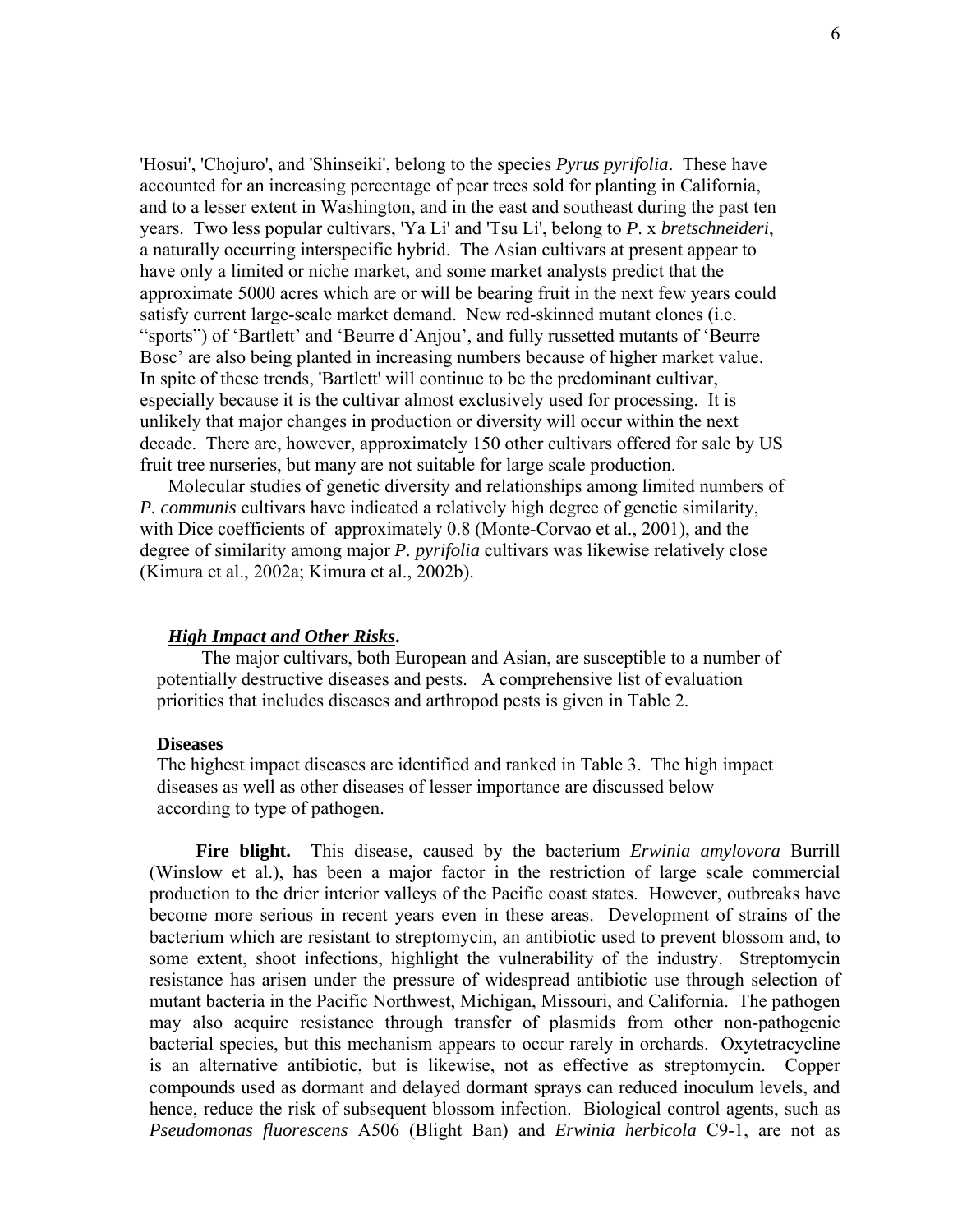'Hosui', 'Chojuro', and 'Shinseiki', belong to the species *Pyrus pyrifolia*. These have accounted for an increasing percentage of pear trees sold for planting in California, and to a lesser extent in Washington, and in the east and southeast during the past ten years. Two less popular cultivars, 'Ya Li' and 'Tsu Li', belong to *P*. x *bretschneideri*, a naturally occurring interspecific hybrid. The Asian cultivars at present appear to have only a limited or niche market, and some market analysts predict that the approximate 5000 acres which are or will be bearing fruit in the next few years could satisfy current large-scale market demand. New red-skinned mutant clones (i.e. "sports") of 'Bartlett' and 'Beurre d'Anjou', and fully russetted mutants of 'Beurre Bosc' are also being planted in increasing numbers because of higher market value. In spite of these trends, 'Bartlett' will continue to be the predominant cultivar, especially because it is the cultivar almost exclusively used for processing. It is unlikely that major changes in production or diversity will occur within the next decade. There are, however, approximately 150 other cultivars offered for sale by US fruit tree nurseries, but many are not suitable for large scale production.

Molecular studies of genetic diversity and relationships among limited numbers of *P. communis* cultivars have indicated a relatively high degree of genetic similarity, with Dice coefficients of approximately 0.8 (Monte-Corvao et al., 2001), and the degree of similarity among major *P. pyrifolia* cultivars was likewise relatively close (Kimura et al., 2002a; Kimura et al., 2002b).

***High Impact and Other Risks*.**

The major cultivars, both European and Asian, are susceptible to a number of potentially destructive diseases and pests. A comprehensive list of evaluation priorities that includes diseases and arthropod pests is given in Table 2.

**Diseases**

The highest impact diseases are identified and ranked in Table 3. The high impact diseases as well as other diseases of lesser importance are discussed below according to type of pathogen.

**Fire blight.** This disease, caused by the bacterium *Erwinia amylovora* Burrill (Winslow et al.), has been a major factor in the restriction of large scale commercial production to the drier interior valleys of the Pacific coast states. However, outbreaks have become more serious in recent years even in these areas. Development of strains of the bacterium which are resistant to streptomycin, an antibiotic used to prevent blossom and, to some extent, shoot infections, highlight the vulnerability of the industry. Streptomycin resistance has arisen under the pressure of widespread antibiotic use through selection of mutant bacteria in the Pacific Northwest, Michigan, Missouri, and California. The pathogen may also acquire resistance through transfer of plasmids from other non-pathogenic bacterial species, but this mechanism appears to occur rarely in orchards. Oxytetracycline is an alternative antibiotic, but is likewise, not as effective as streptomycin. Copper compounds used as dormant and delayed dormant sprays can reduced inoculum levels, and hence, reduce the risk of subsequent blossom infection. Biological control agents, such as *Pseudomonas fluorescens* A506 (Blight Ban) and *Erwinia herbicola* C9-1, are not as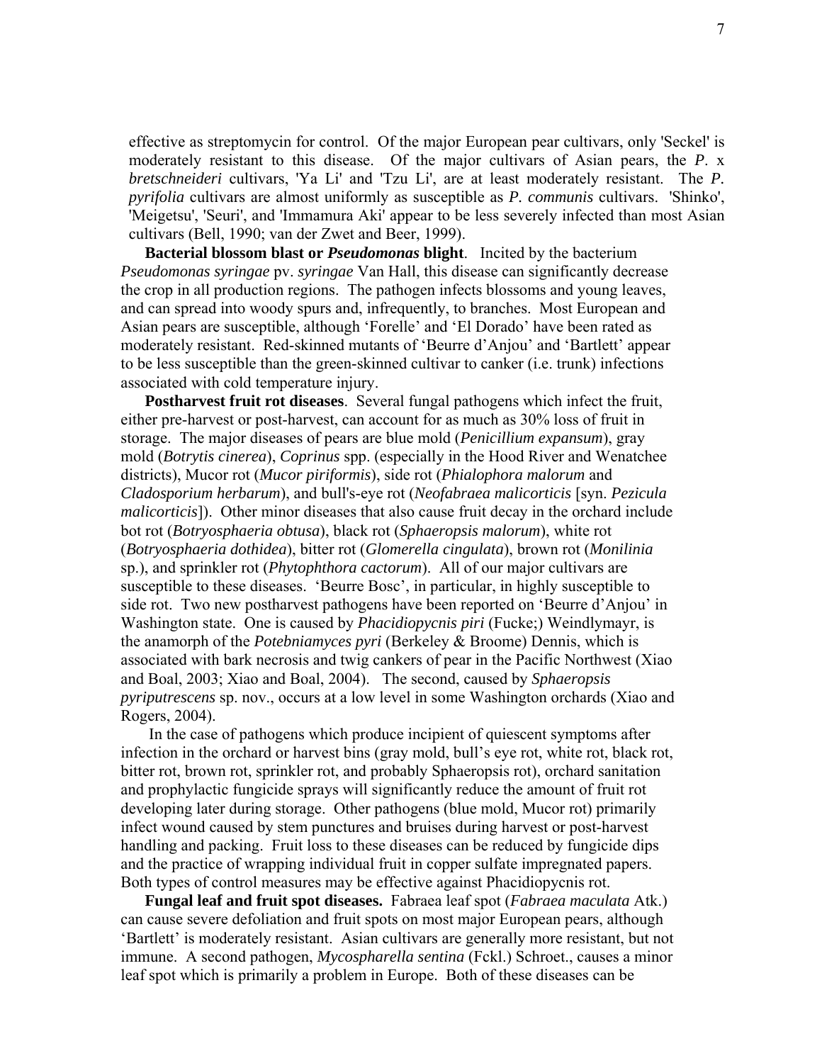effective as streptomycin for control. Of the major European pear cultivars, only 'Seckel' is moderately resistant to this disease. Of the major cultivars of Asian pears, the *P*. x *bretschneideri* cultivars, 'Ya Li' and 'Tzu Li', are at least moderately resistant. The *P. pyrifolia* cultivars are almost uniformly as susceptible as *P. communis* cultivars. 'Shinko', 'Meigetsu', 'Seuri', and 'Immamura Aki' appear to be less severely infected than most Asian cultivars (Bell, 1990; van der Zwet and Beer, 1999).

**Bacterial blossom blast or *Pseudomonas* blight**. Incited by the bacterium *Pseudomonas syringae* pv. *syringae* Van Hall, this disease can significantly decrease the crop in all production regions. The pathogen infects blossoms and young leaves, and can spread into woody spurs and, infrequently, to branches. Most European and Asian pears are susceptible, although 'Forelle' and 'El Dorado' have been rated as moderately resistant. Red-skinned mutants of 'Beurre d'Anjou' and 'Bartlett' appear to be less susceptible than the green-skinned cultivar to canker (i.e. trunk) infections associated with cold temperature injury.

**Postharvest fruit rot diseases**. Several fungal pathogens which infect the fruit, either pre-harvest or post-harvest, can account for as much as 30% loss of fruit in storage. The major diseases of pears are blue mold (*Penicillium expansum*), gray mold (*Botrytis cinerea*), *Coprinus* spp. (especially in the Hood River and Wenatchee districts), Mucor rot (*Mucor piriformis*), side rot (*Phialophora malorum* and *Cladosporium herbarum*), and bull's-eye rot (*Neofabraea malicorticis* [syn. *Pezicula malicorticis*]). Other minor diseases that also cause fruit decay in the orchard include bot rot (*Botryosphaeria obtusa*), black rot (*Sphaeropsis malorum*), white rot (*Botryosphaeria dothidea*), bitter rot (*Glomerella cingulata*), brown rot (*Monilinia* sp.), and sprinkler rot (*Phytophthora cactorum*). All of our major cultivars are susceptible to these diseases. 'Beurre Bosc', in particular, in highly susceptible to side rot. Two new postharvest pathogens have been reported on 'Beurre d'Anjou' in Washington state. One is caused by *Phacidiopycnis piri* (Fucke;) Weindlymayr, is the anamorph of the *Potebniamyces pyri* (Berkeley & Broome) Dennis, which is associated with bark necrosis and twig cankers of pear in the Pacific Northwest (Xiao and Boal, 2003; Xiao and Boal, 2004). The second, caused by *Sphaeropsis pyriputrescens* sp. nov., occurs at a low level in some Washington orchards (Xiao and Rogers, 2004).

In the case of pathogens which produce incipient of quiescent symptoms after infection in the orchard or harvest bins (gray mold, bull's eye rot, white rot, black rot, bitter rot, brown rot, sprinkler rot, and probably Sphaeropsis rot), orchard sanitation and prophylactic fungicide sprays will significantly reduce the amount of fruit rot developing later during storage. Other pathogens (blue mold, Mucor rot) primarily infect wound caused by stem punctures and bruises during harvest or post-harvest handling and packing. Fruit loss to these diseases can be reduced by fungicide dips and the practice of wrapping individual fruit in copper sulfate impregnated papers. Both types of control measures may be effective against Phacidiopycnis rot.

**Fungal leaf and fruit spot diseases.** Fabraea leaf spot (*Fabraea maculata* Atk.) can cause severe defoliation and fruit spots on most major European pears, although 'Bartlett' is moderately resistant. Asian cultivars are generally more resistant, but not immune. A second pathogen, *Mycospharella sentina* (Fckl.) Schroet., causes a minor leaf spot which is primarily a problem in Europe. Both of these diseases can be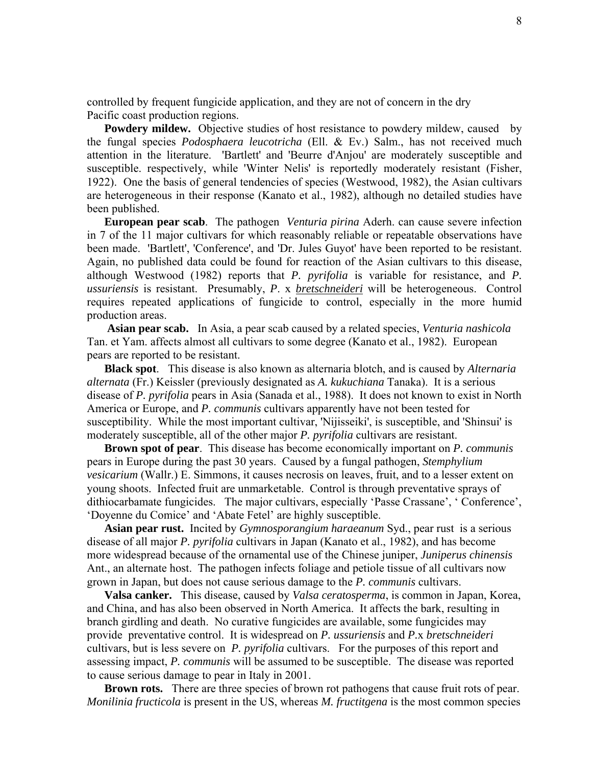controlled by frequent fungicide application, and they are not of concern in the dry Pacific coast production regions.

**Powdery mildew.** Objective studies of host resistance to powdery mildew, caused by the fungal species *Podosphaera leucotricha* (Ell. & Ev.) Salm., has not received much attention in the literature. 'Bartlett' and 'Beurre d'Anjou' are moderately susceptible and susceptible. respectively, while 'Winter Nelis' is reportedly moderately resistant (Fisher, 1922). One the basis of general tendencies of species (Westwood, 1982), the Asian cultivars are heterogeneous in their response (Kanato et al., 1982), although no detailed studies have been published.

**European pear scab**. The pathogen *Venturia pirina* Aderh. can cause severe infection in 7 of the 11 major cultivars for which reasonably reliable or repeatable observations have been made. 'Bartlett', 'Conference', and 'Dr. Jules Guyot' have been reported to be resistant. Again, no published data could be found for reaction of the Asian cultivars to this disease, although Westwood (1982) reports that *P. pyrifolia* is variable for resistance, and *P. ussuriensis* is resistant. Presumably, *P*. x *bretschneideri* will be heterogeneous. Control requires repeated applications of fungicide to control, especially in the more humid production areas.

**Asian pear scab.** In Asia, a pear scab caused by a related species, *Venturia nashicola* Tan. et Yam. affects almost all cultivars to some degree (Kanato et al., 1982). European pears are reported to be resistant.

**Black spot**. This disease is also known as alternaria blotch, and is caused by *Alternaria alternata* (Fr.) Keissler (previously designated as *A. kukuchiana* Tanaka). It is a serious disease of *P. pyrifolia* pears in Asia (Sanada et al., 1988). It does not known to exist in North America or Europe, and *P. communis* cultivars apparently have not been tested for susceptibility. While the most important cultivar, 'Nijisseiki', is susceptible, and 'Shinsui' is moderately susceptible, all of the other major *P. pyrifolia* cultivars are resistant.

**Brown spot of pear**. This disease has become economically important on *P. communis* pears in Europe during the past 30 years. Caused by a fungal pathogen, *Stemphylium vesicarium* (Wallr.) E. Simmons, it causes necrosis on leaves, fruit, and to a lesser extent on young shoots. Infected fruit are unmarketable. Control is through preventative sprays of dithiocarbamate fungicides. The major cultivars, especially 'Passe Crassane', ' Conference', 'Doyenne du Comice' and 'Abate Fetel' are highly susceptible.

**Asian pear rust.** Incited by *Gymnosporangium haraeanum* Syd., pear rust is a serious disease of all major *P. pyrifolia* cultivars in Japan (Kanato et al., 1982), and has become more widespread because of the ornamental use of the Chinese juniper, *Juniperus chinensis* Ant., an alternate host. The pathogen infects foliage and petiole tissue of all cultivars now grown in Japan, but does not cause serious damage to the *P. communis* cultivars.

**Valsa canker.** This disease, caused by *Valsa ceratosperma*, is common in Japan, Korea, and China, and has also been observed in North America. It affects the bark, resulting in branch girdling and death. No curative fungicides are available, some fungicides may provide preventative control. It is widespread on *P. ussuriensis* and *P*.x *bretschneideri* cultivars, but is less severe on *P. pyrifolia* cultivars. For the purposes of this report and assessing impact, *P. communis* will be assumed to be susceptible. The disease was reported to cause serious damage to pear in Italy in 2001.

**Brown rots.** There are three species of brown rot pathogens that cause fruit rots of pear. *Monilinia fructicola* is present in the US, whereas *M. fructitgena* is the most common species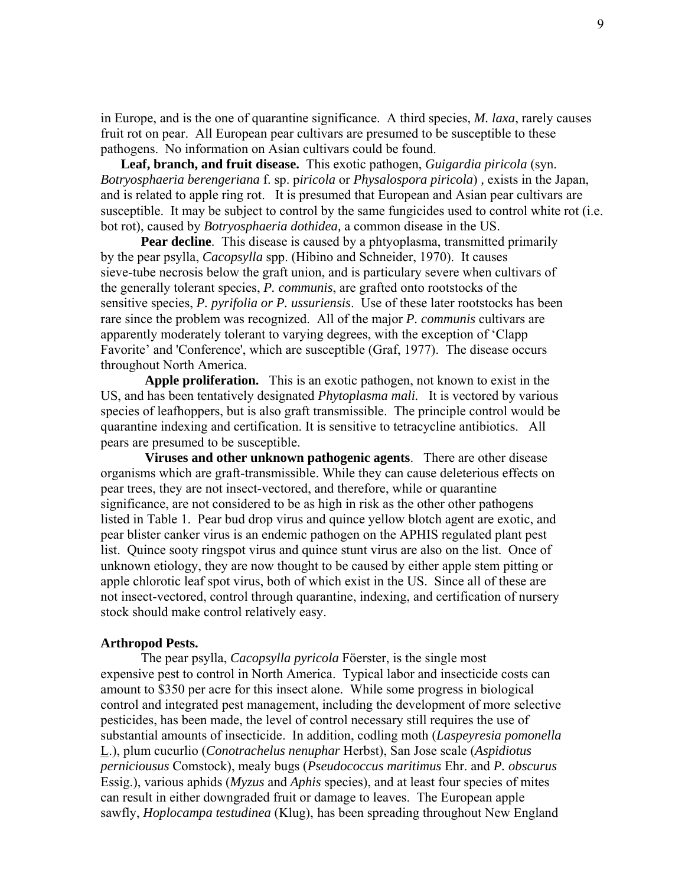in Europe, and is the one of quarantine significance. A third species, *M. laxa*, rarely causes fruit rot on pear. All European pear cultivars are presumed to be susceptible to these pathogens. No information on Asian cultivars could be found.

**Leaf, branch, and fruit disease.** This exotic pathogen, *Guigardia piricola* (syn. *Botryosphaeria berengeriana* f. sp. p*iricola* or *Physalospora piricola*) *,* exists in the Japan, and is related to apple ring rot. It is presumed that European and Asian pear cultivars are susceptible. It may be subject to control by the same fungicides used to control white rot (i.e. bot rot), caused by *Botryosphaeria dothidea,* a common disease in the US.

**Pear decline**. This disease is caused by a phtyoplasma, transmitted primarily by the pear psylla, *Cacopsylla* spp. (Hibino and Schneider, 1970). It causes sieve-tube necrosis below the graft union, and is particulary severe when cultivars of the generally tolerant species, *P. communis*, are grafted onto rootstocks of the sensitive species, *P. pyrifolia or P. ussuriensis*. Use of these later rootstocks has been rare since the problem was recognized. All of the major *P. communis* cultivars are apparently moderately tolerant to varying degrees, with the exception of 'Clapp Favorite' and 'Conference', which are susceptible (Graf, 1977). The disease occurs throughout North America.

**Apple proliferation.** This is an exotic pathogen, not known to exist in the US, and has been tentatively designated *Phytoplasma mali.* It is vectored by various species of leafhoppers, but is also graft transmissible. The principle control would be quarantine indexing and certification. It is sensitive to tetracycline antibiotics. All pears are presumed to be susceptible.

**Viruses and other unknown pathogenic agents**. There are other disease organisms which are graft-transmissible. While they can cause deleterious effects on pear trees, they are not insect-vectored, and therefore, while or quarantine significance, are not considered to be as high in risk as the other other pathogens listed in Table 1. Pear bud drop virus and quince yellow blotch agent are exotic, and pear blister canker virus is an endemic pathogen on the APHIS regulated plant pest list. Quince sooty ringspot virus and quince stunt virus are also on the list. Once of unknown etiology, they are now thought to be caused by either apple stem pitting or apple chlorotic leaf spot virus, both of which exist in the US. Since all of these are not insect-vectored, control through quarantine, indexing, and certification of nursery stock should make control relatively easy.

**Arthropod Pests.**

The pear psylla, *Cacopsylla pyricola* Föerster, is the single most expensive pest to control in North America. Typical labor and insecticide costs can amount to $350 per acre for this insect alone. While some progress in biological control and integrated pest management, including the development of more selective pesticides, has been made, the level of control necessary still requires the use of substantial amounts of insecticide. In addition, codling moth (*Laspeyresia pomonella* L.), plum cucurlio (*Conotrachelus nenuphar* Herbst), San Jose scale (*Aspidiotus perniciousus* Comstock), mealy bugs (*Pseudococcus maritimus* Ehr. and *P. obscurus* Essig.), various aphids (*Myzus* and *Aphis* species), and at least four species of mites can result in either downgraded fruit or damage to leaves. The European apple sawfly, *Hoplocampa testudinea* (Klug), has been spreading throughout New England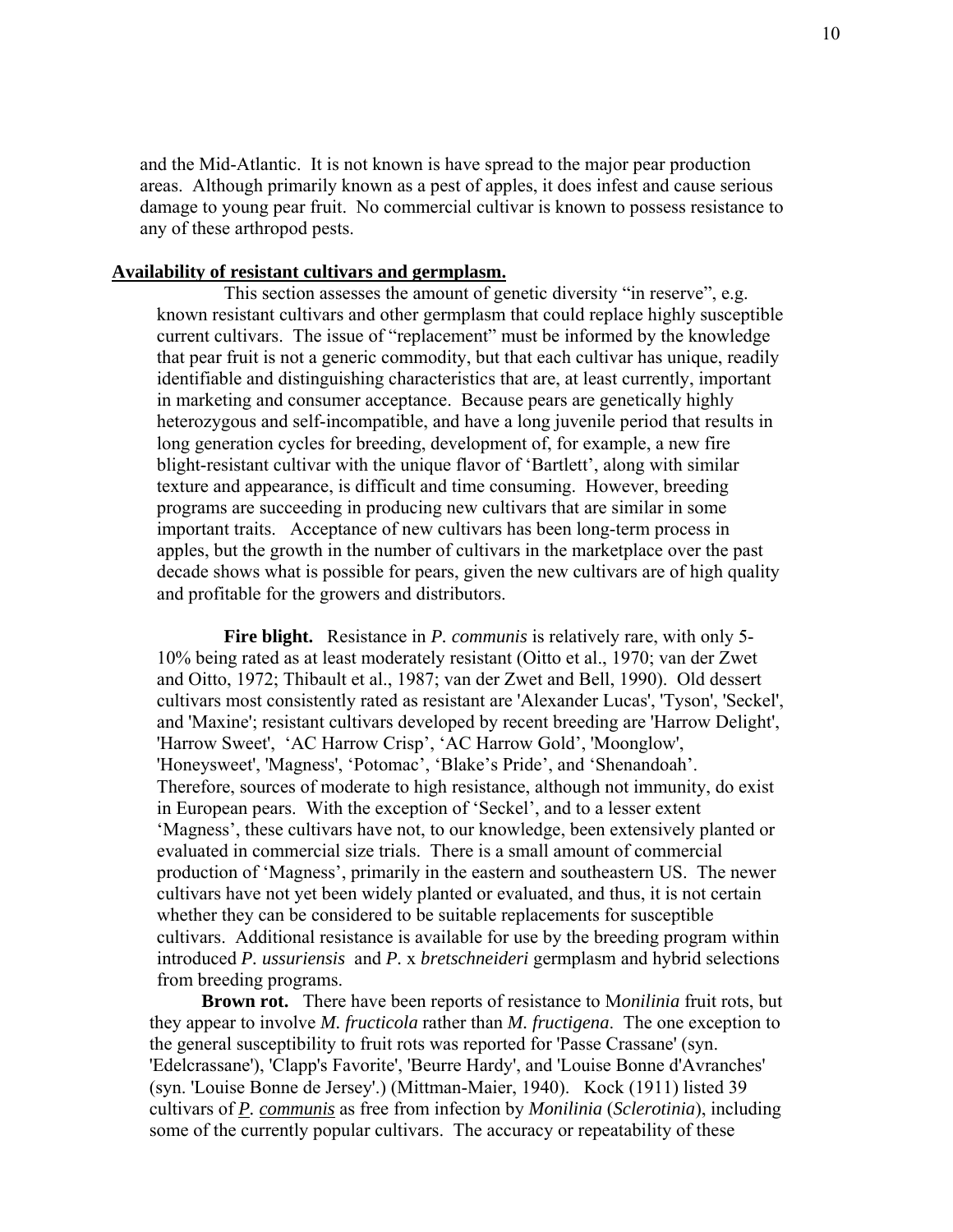and the Mid-Atlantic. It is not known is have spread to the major pear production areas. Although primarily known as a pest of apples, it does infest and cause serious damage to young pear fruit. No commercial cultivar is known to possess resistance to any of these arthropod pests.

## Availability of resistant cultivars and germplasm.

This section assesses the amount of genetic diversity "in reserve", e.g. known resistant cultivars and other germplasm that could replace highly susceptible current cultivars. The issue of "replacement" must be informed by the knowledge that pear fruit is not a generic commodity, but that each cultivar has unique, readily identifiable and distinguishing characteristics that are, at least currently, important in marketing and consumer acceptance. Because pears are genetically highly heterozygous and self-incompatible, and have a long juvenile period that results in long generation cycles for breeding, development of, for example, a new fire blight-resistant cultivar with the unique flavor of 'Bartlett', along with similar texture and appearance, is difficult and time consuming. However, breeding programs are succeeding in producing new cultivars that are similar in some important traits. Acceptance of new cultivars has been long-term process in apples, but the growth in the number of cultivars in the marketplace over the past decade shows what is possible for pears, given the new cultivars are of high quality and profitable for the growers and distributors.

**Fire blight.** Resistance in *P. communis* is relatively rare, with only 5-10% being rated as at least moderately resistant (Oitto et al., 1970; van der Zwet and Oitto, 1972; Thibault et al., 1987; van der Zwet and Bell, 1990). Old dessert cultivars most consistently rated as resistant are 'Alexander Lucas', 'Tyson', 'Seckel', and 'Maxine'; resistant cultivars developed by recent breeding are 'Harrow Delight', 'Harrow Sweet', 'AC Harrow Crisp', 'AC Harrow Gold', 'Moonglow', 'Honeysweet', 'Magness', 'Potomac', 'Blake's Pride', and 'Shenandoah'. Therefore, sources of moderate to high resistance, although not immunity, do exist in European pears. With the exception of 'Seckel', and to a lesser extent 'Magness', these cultivars have not, to our knowledge, been extensively planted or evaluated in commercial size trials. There is a small amount of commercial production of 'Magness', primarily in the eastern and southeastern US. The newer cultivars have not yet been widely planted or evaluated, and thus, it is not certain whether they can be considered to be suitable replacements for susceptible cultivars. Additional resistance is available for use by the breeding program within introduced *P. ussuriensis* and *P.* x *bretschneideri* germplasm and hybrid selections from breeding programs.

**Brown rot.** There have been reports of resistance to M*onilinia* fruit rots, but they appear to involve *M. fructicola* rather than *M. fructigena*. The one exception to the general susceptibility to fruit rots was reported for 'Passe Crassane' (syn. 'Edelcrassane'), 'Clapp's Favorite', 'Beurre Hardy', and 'Louise Bonne d'Avranches' (syn. 'Louise Bonne de Jersey'.) (Mittman-Maier, 1940). Kock (1911) listed 39 cultivars of ***P. communis*** as free from infection by *Monilinia* (*Sclerotinia*), including some of the currently popular cultivars. The accuracy or repeatability of these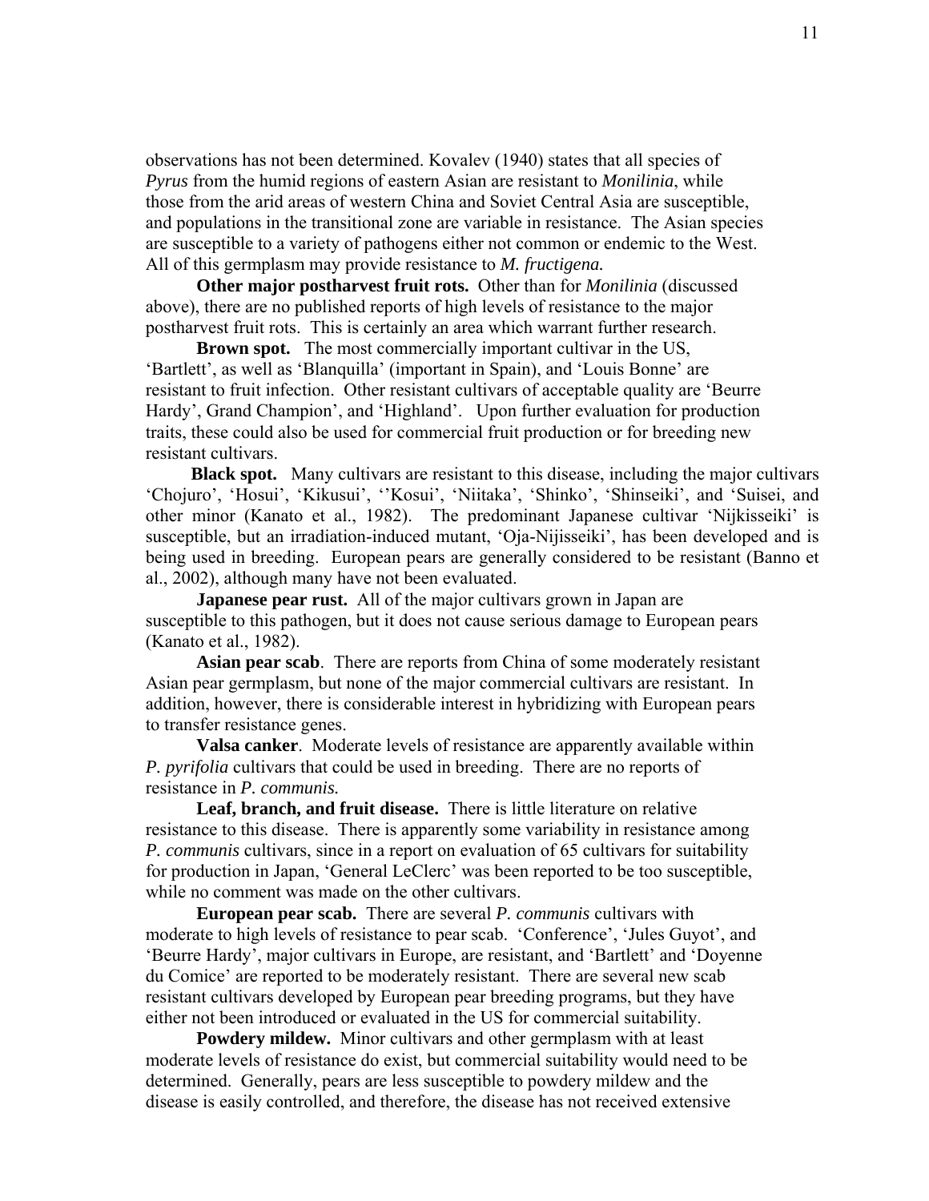observations has not been determined. Kovalev (1940) states that all species of *Pyrus* from the humid regions of eastern Asian are resistant to *Monilinia*, while those from the arid areas of western China and Soviet Central Asia are susceptible, and populations in the transitional zone are variable in resistance. The Asian species are susceptible to a variety of pathogens either not common or endemic to the West. All of this germplasm may provide resistance to *M. fructigena.*

**Other major postharvest fruit rots.** Other than for *Monilinia* (discussed above), there are no published reports of high levels of resistance to the major postharvest fruit rots. This is certainly an area which warrant further research.

**Brown spot.** The most commercially important cultivar in the US, 'Bartlett', as well as 'Blanquilla' (important in Spain), and 'Louis Bonne' are resistant to fruit infection. Other resistant cultivars of acceptable quality are 'Beurre Hardy', Grand Champion', and 'Highland'. Upon further evaluation for production traits, these could also be used for commercial fruit production or for breeding new resistant cultivars.

**Black spot.** Many cultivars are resistant to this disease, including the major cultivars 'Chojuro', 'Hosui', 'Kikusui', ''Kosui', 'Niitaka', 'Shinko', 'Shinseiki', and 'Suisei, and other minor (Kanato et al., 1982). The predominant Japanese cultivar 'Nijkisseiki' is susceptible, but an irradiation-induced mutant, 'Oja-Nijisseiki', has been developed and is being used in breeding. European pears are generally considered to be resistant (Banno et al., 2002), although many have not been evaluated.

**Japanese pear rust.** All of the major cultivars grown in Japan are susceptible to this pathogen, but it does not cause serious damage to European pears (Kanato et al., 1982).

**Asian pear scab**. There are reports from China of some moderately resistant Asian pear germplasm, but none of the major commercial cultivars are resistant. In addition, however, there is considerable interest in hybridizing with European pears to transfer resistance genes.

**Valsa canker**. Moderate levels of resistance are apparently available within *P. pyrifolia* cultivars that could be used in breeding. There are no reports of resistance in *P. communis.*

**Leaf, branch, and fruit disease.** There is little literature on relative resistance to this disease. There is apparently some variability in resistance among *P. communis* cultivars, since in a report on evaluation of 65 cultivars for suitability for production in Japan, 'General LeClerc' was been reported to be too susceptible, while no comment was made on the other cultivars.

**European pear scab.** There are several *P. communis* cultivars with moderate to high levels of resistance to pear scab. 'Conference', 'Jules Guyot', and 'Beurre Hardy', major cultivars in Europe, are resistant, and 'Bartlett' and 'Doyenne du Comice' are reported to be moderately resistant. There are several new scab resistant cultivars developed by European pear breeding programs, but they have either not been introduced or evaluated in the US for commercial suitability.

**Powdery mildew.** Minor cultivars and other germplasm with at least moderate levels of resistance do exist, but commercial suitability would need to be determined. Generally, pears are less susceptible to powdery mildew and the disease is easily controlled, and therefore, the disease has not received extensive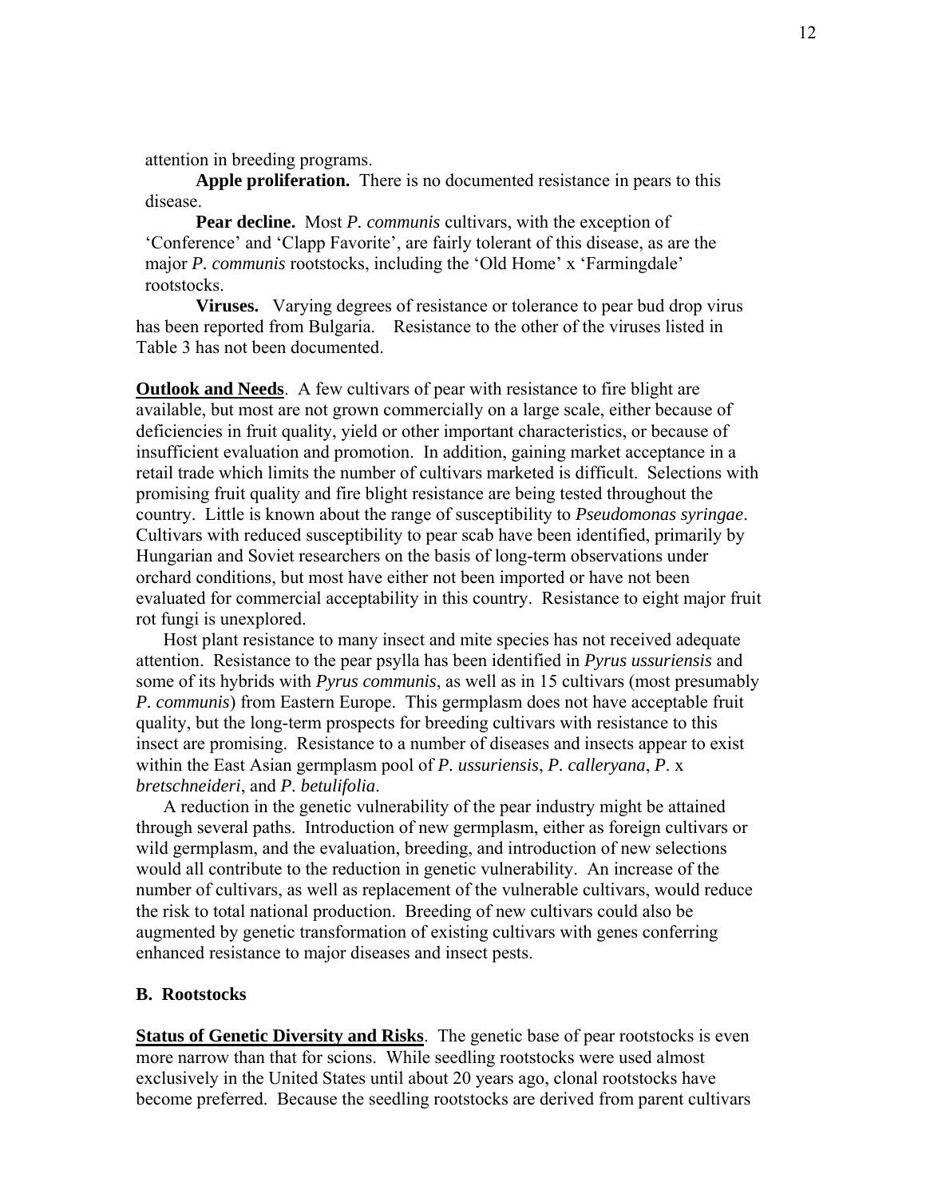attention in breeding programs.

**Apple proliferation.** There is no documented resistance in pears to this disease.

**Pear decline.** Most *P. communis* cultivars, with the exception of 'Conference' and 'Clapp Favorite', are fairly tolerant of this disease, as are the major *P. communis* rootstocks, including the 'Old Home' x 'Farmingdale' rootstocks.

**Viruses.** Varying degrees of resistance or tolerance to pear bud drop virus has been reported from Bulgaria. Resistance to the other of the viruses listed in Table 3 has not been documented.

**Outlook and Needs**. A few cultivars of pear with resistance to fire blight are available, but most are not grown commercially on a large scale, either because of deficiencies in fruit quality, yield or other important characteristics, or because of insufficient evaluation and promotion. In addition, gaining market acceptance in a retail trade which limits the number of cultivars marketed is difficult. Selections with promising fruit quality and fire blight resistance are being tested throughout the country. Little is known about the range of susceptibility to *Pseudomonas syringae*. Cultivars with reduced susceptibility to pear scab have been identified, primarily by Hungarian and Soviet researchers on the basis of long-term observations under orchard conditions, but most have either not been imported or have not been evaluated for commercial acceptability in this country. Resistance to eight major fruit rot fungi is unexplored.

Host plant resistance to many insect and mite species has not received adequate attention. Resistance to the pear psylla has been identified in *Pyrus ussuriensis* and some of its hybrids with *Pyrus communis*, as well as in 15 cultivars (most presumably *P. communis*) from Eastern Europe. This germplasm does not have acceptable fruit quality, but the long-term prospects for breeding cultivars with resistance to this insect are promising. Resistance to a number of diseases and insects appear to exist within the East Asian germplasm pool of *P. ussuriensis*, *P. calleryana*, *P*. x *bretschneideri*, and *P. betulifolia*.

A reduction in the genetic vulnerability of the pear industry might be attained through several paths. Introduction of new germplasm, either as foreign cultivars or wild germplasm, and the evaluation, breeding, and introduction of new selections would all contribute to the reduction in genetic vulnerability. An increase of the number of cultivars, as well as replacement of the vulnerable cultivars, would reduce the risk to total national production. Breeding of new cultivars could also be augmented by genetic transformation of existing cultivars with genes conferring enhanced resistance to major diseases and insect pests.

### B. Rootstocks

**Status of Genetic Diversity and Risks**. The genetic base of pear rootstocks is even more narrow than that for scions. While seedling rootstocks were used almost exclusively in the United States until about 20 years ago, clonal rootstocks have become preferred. Because the seedling rootstocks are derived from parent cultivars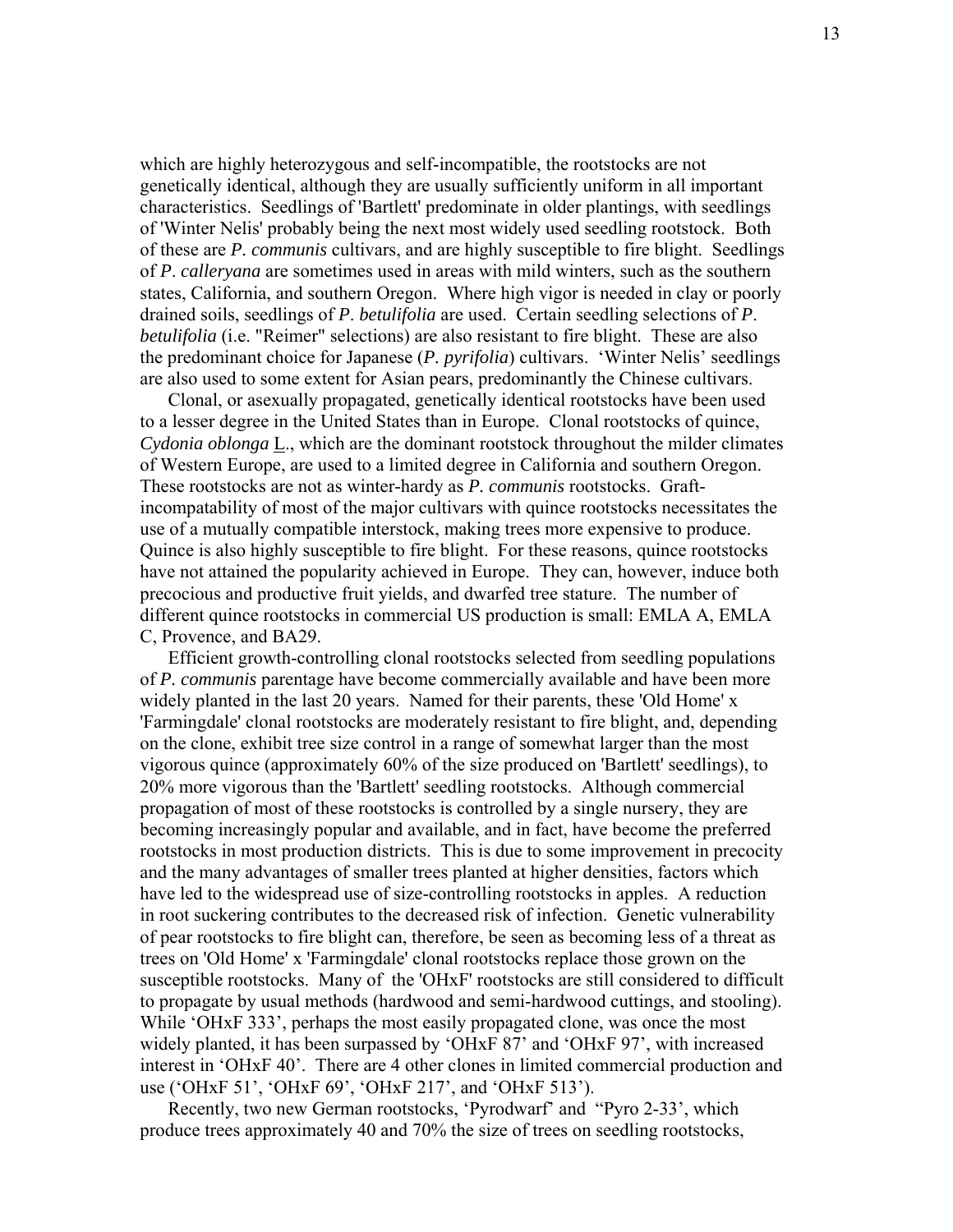which are highly heterozygous and self-incompatible, the rootstocks are not genetically identical, although they are usually sufficiently uniform in all important characteristics. Seedlings of 'Bartlett' predominate in older plantings, with seedlings of 'Winter Nelis' probably being the next most widely used seedling rootstock. Both of these are *P. communis* cultivars, and are highly susceptible to fire blight. Seedlings of *P. calleryana* are sometimes used in areas with mild winters, such as the southern states, California, and southern Oregon. Where high vigor is needed in clay or poorly drained soils, seedlings of *P. betulifolia* are used. Certain seedling selections of *P. betulifolia* (i.e. "Reimer" selections) are also resistant to fire blight. These are also the predominant choice for Japanese (*P. pyrifolia*) cultivars. 'Winter Nelis' seedlings are also used to some extent for Asian pears, predominantly the Chinese cultivars.

Clonal, or asexually propagated, genetically identical rootstocks have been used to a lesser degree in the United States than in Europe. Clonal rootstocks of quince, *Cydonia oblonga* L., which are the dominant rootstock throughout the milder climates of Western Europe, are used to a limited degree in California and southern Oregon. These rootstocks are not as winter-hardy as *P. communis* rootstocks. Graft-incompatability of most of the major cultivars with quince rootstocks necessitates the use of a mutually compatible interstock, making trees more expensive to produce. Quince is also highly susceptible to fire blight. For these reasons, quince rootstocks have not attained the popularity achieved in Europe. They can, however, induce both precocious and productive fruit yields, and dwarfed tree stature. The number of different quince rootstocks in commercial US production is small: EMLA A, EMLA C, Provence, and BA29.

Efficient growth-controlling clonal rootstocks selected from seedling populations of *P. communis* parentage have become commercially available and have been more widely planted in the last 20 years. Named for their parents, these 'Old Home' x 'Farmingdale' clonal rootstocks are moderately resistant to fire blight, and, depending on the clone, exhibit tree size control in a range of somewhat larger than the most vigorous quince (approximately 60% of the size produced on 'Bartlett' seedlings), to 20% more vigorous than the 'Bartlett' seedling rootstocks. Although commercial propagation of most of these rootstocks is controlled by a single nursery, they are becoming increasingly popular and available, and in fact, have become the preferred rootstocks in most production districts. This is due to some improvement in precocity and the many advantages of smaller trees planted at higher densities, factors which have led to the widespread use of size-controlling rootstocks in apples. A reduction in root suckering contributes to the decreased risk of infection. Genetic vulnerability of pear rootstocks to fire blight can, therefore, be seen as becoming less of a threat as trees on 'Old Home' x 'Farmingdale' clonal rootstocks replace those grown on the susceptible rootstocks. Many of the 'OHxF' rootstocks are still considered to difficult to propagate by usual methods (hardwood and semi-hardwood cuttings, and stooling). While 'OHxF 333', perhaps the most easily propagated clone, was once the most widely planted, it has been surpassed by 'OHxF 87' and 'OHxF 97', with increased interest in 'OHxF 40'. There are 4 other clones in limited commercial production and use ('OHxF 51', 'OHxF 69', 'OHxF 217', and 'OHxF 513').

Recently, two new German rootstocks, 'Pyrodwarf' and "Pyro 2-33', which produce trees approximately 40 and 70% the size of trees on seedling rootstocks,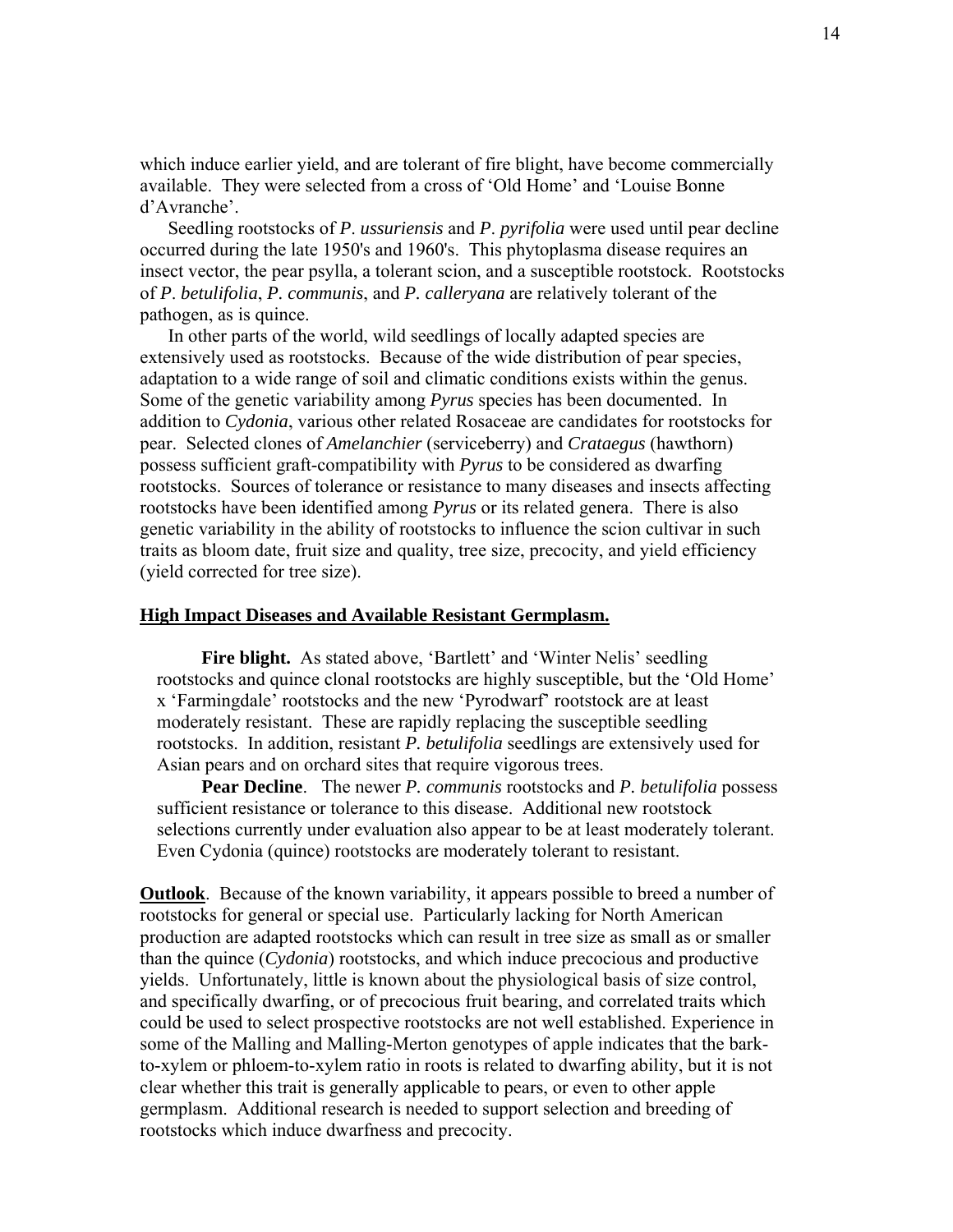which induce earlier yield, and are tolerant of fire blight, have become commercially available. They were selected from a cross of 'Old Home' and 'Louise Bonne d'Avranche'.

Seedling rootstocks of *P. ussuriensis* and *P. pyrifolia* were used until pear decline occurred during the late 1950's and 1960's. This phytoplasma disease requires an insect vector, the pear psylla, a tolerant scion, and a susceptible rootstock. Rootstocks of *P. betulifolia*, *P. communis*, and *P. calleryana* are relatively tolerant of the pathogen, as is quince.

In other parts of the world, wild seedlings of locally adapted species are extensively used as rootstocks. Because of the wide distribution of pear species, adaptation to a wide range of soil and climatic conditions exists within the genus. Some of the genetic variability among *Pyrus* species has been documented. In addition to *Cydonia*, various other related Rosaceae are candidates for rootstocks for pear. Selected clones of *Amelanchier* (serviceberry) and *Crataegus* (hawthorn) possess sufficient graft-compatibility with *Pyrus* to be considered as dwarfing rootstocks. Sources of tolerance or resistance to many diseases and insects affecting rootstocks have been identified among *Pyrus* or its related genera. There is also genetic variability in the ability of rootstocks to influence the scion cultivar in such traits as bloom date, fruit size and quality, tree size, precocity, and yield efficiency (yield corrected for tree size).

## High Impact Diseases and Available Resistant Germplasm.

**Fire blight.** As stated above, 'Bartlett' and 'Winter Nelis' seedling rootstocks and quince clonal rootstocks are highly susceptible, but the 'Old Home' x 'Farmingdale' rootstocks and the new 'Pyrodwarf' rootstock are at least moderately resistant. These are rapidly replacing the susceptible seedling rootstocks. In addition, resistant *P. betulifolia* seedlings are extensively used for Asian pears and on orchard sites that require vigorous trees.

**Pear Decline**. The newer *P. communis* rootstocks and *P. betulifolia* possess sufficient resistance or tolerance to this disease. Additional new rootstock selections currently under evaluation also appear to be at least moderately tolerant. Even Cydonia (quince) rootstocks are moderately tolerant to resistant.

**Outlook**. Because of the known variability, it appears possible to breed a number of rootstocks for general or special use. Particularly lacking for North American production are adapted rootstocks which can result in tree size as small as or smaller than the quince (*Cydonia*) rootstocks, and which induce precocious and productive yields. Unfortunately, little is known about the physiological basis of size control, and specifically dwarfing, or of precocious fruit bearing, and correlated traits which could be used to select prospective rootstocks are not well established. Experience in some of the Malling and Malling-Merton genotypes of apple indicates that the bark-to-xylem or phloem-to-xylem ratio in roots is related to dwarfing ability, but it is not clear whether this trait is generally applicable to pears, or even to other apple germplasm. Additional research is needed to support selection and breeding of rootstocks which induce dwarfness and precocity.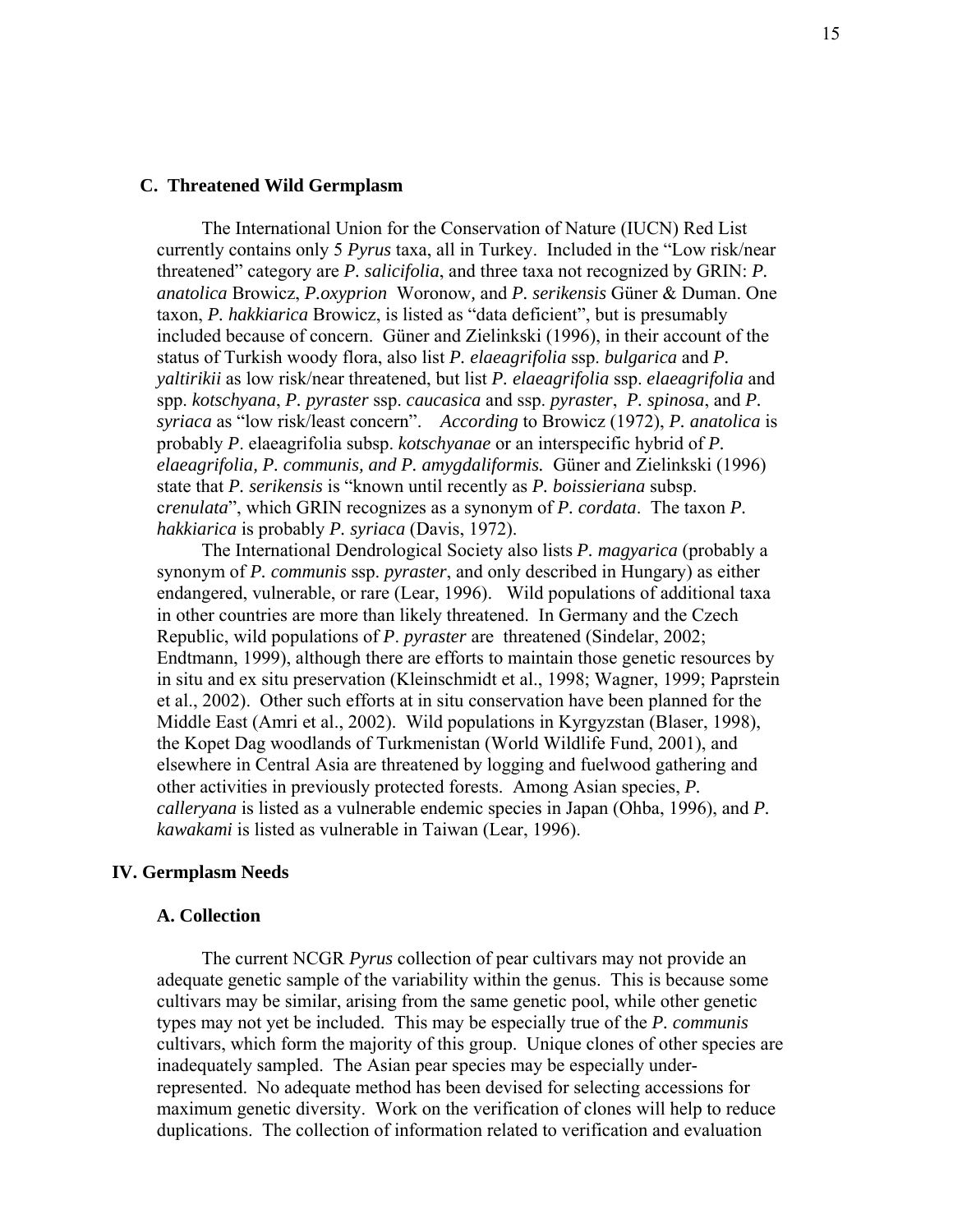### C. Threatened Wild Germplasm

The International Union for the Conservation of Nature (IUCN) Red List currently contains only 5 *Pyrus* taxa, all in Turkey. Included in the "Low risk/near threatened" category are *P. salicifolia*, and three taxa not recognized by GRIN: *P. anatolica* Browicz, *P.oxyprion* Woronow, and *P. serikensis* Güner & Duman. One taxon, *P. hakkiarica* Browicz, is listed as "data deficient", but is presumably included because of concern. Güner and Zielinkski (1996), in their account of the status of Turkish woody flora, also list *P. elaeagrifolia* ssp. *bulgarica* and *P. yaltirikii* as low risk/near threatened, but list *P. elaeagrifolia* ssp. *elaeagrifolia* and spp. *kotschyana*, *P. pyraster* ssp. *caucasica* and ssp. *pyraster*, *P. spinosa*, and *P. syriaca* as "low risk/least concern". *According* to Browicz (1972), *P. anatolica* is probably *P*. elaeagrifolia subsp. *kotschyanae* or an interspecific hybrid of *P. elaeagrifolia, P. communis, and P. amygdaliformis.* Güner and Zielinkski (1996) state that *P. serikensis* is "known until recently as *P. boissieriana* subsp. c*renulata*", which GRIN recognizes as a synonym of *P. cordata*. The taxon *P. hakkiarica* is probably *P. syriaca* (Davis, 1972).

The International Dendrological Society also lists *P. magyarica* (probably a synonym of *P. communis* ssp. *pyraster*, and only described in Hungary) as either endangered, vulnerable, or rare (Lear, 1996). Wild populations of additional taxa in other countries are more than likely threatened. In Germany and the Czech Republic, wild populations of *P*. *pyraster* are threatened (Sindelar, 2002; Endtmann, 1999), although there are efforts to maintain those genetic resources by in situ and ex situ preservation (Kleinschmidt et al., 1998; Wagner, 1999; Paprstein et al., 2002). Other such efforts at in situ conservation have been planned for the Middle East (Amri et al., 2002). Wild populations in Kyrgyzstan (Blaser, 1998), the Kopet Dag woodlands of Turkmenistan (World Wildlife Fund, 2001), and elsewhere in Central Asia are threatened by logging and fuelwood gathering and other activities in previously protected forests. Among Asian species, *P. calleryana* is listed as a vulnerable endemic species in Japan (Ohba, 1996), and *P. kawakami* is listed as vulnerable in Taiwan (Lear, 1996).

## IV. Germplasm Needs

### A. Collection

The current NCGR *Pyrus* collection of pear cultivars may not provide an adequate genetic sample of the variability within the genus. This is because some cultivars may be similar, arising from the same genetic pool, while other genetic types may not yet be included. This may be especially true of the *P. communis* cultivars, which form the majority of this group. Unique clones of other species are inadequately sampled. The Asian pear species may be especially under-represented. No adequate method has been devised for selecting accessions for maximum genetic diversity. Work on the verification of clones will help to reduce duplications. The collection of information related to verification and evaluation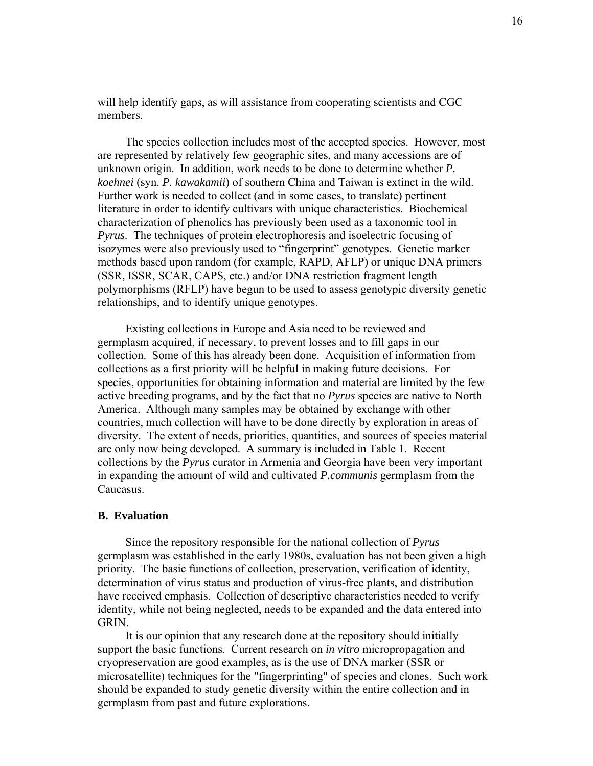will help identify gaps, as will assistance from cooperating scientists and CGC members.

The species collection includes most of the accepted species. However, most are represented by relatively few geographic sites, and many accessions are of unknown origin. In addition, work needs to be done to determine whether *P. koehnei* (syn. *P. kawakamii*) of southern China and Taiwan is extinct in the wild. Further work is needed to collect (and in some cases, to translate) pertinent literature in order to identify cultivars with unique characteristics. Biochemical characterization of phenolics has previously been used as a taxonomic tool in *Pyrus*. The techniques of protein electrophoresis and isoelectric focusing of isozymes were also previously used to "fingerprint" genotypes. Genetic marker methods based upon random (for example, RAPD, AFLP) or unique DNA primers (SSR, ISSR, SCAR, CAPS, etc.) and/or DNA restriction fragment length polymorphisms (RFLP) have begun to be used to assess genotypic diversity genetic relationships, and to identify unique genotypes.

Existing collections in Europe and Asia need to be reviewed and germplasm acquired, if necessary, to prevent losses and to fill gaps in our collection. Some of this has already been done. Acquisition of information from collections as a first priority will be helpful in making future decisions. For species, opportunities for obtaining information and material are limited by the few active breeding programs, and by the fact that no *Pyrus* species are native to North America. Although many samples may be obtained by exchange with other countries, much collection will have to be done directly by exploration in areas of diversity. The extent of needs, priorities, quantities, and sources of species material are only now being developed. A summary is included in Table 1. Recent collections by the *Pyrus* curator in Armenia and Georgia have been very important in expanding the amount of wild and cultivated *P.communis* germplasm from the Caucasus.

### B. Evaluation

Since the repository responsible for the national collection of *Pyrus* germplasm was established in the early 1980s, evaluation has not been given a high priority. The basic functions of collection, preservation, verification of identity, determination of virus status and production of virus-free plants, and distribution have received emphasis. Collection of descriptive characteristics needed to verify identity, while not being neglected, needs to be expanded and the data entered into GRIN.

It is our opinion that any research done at the repository should initially support the basic functions. Current research on *in vitro* micropropagation and cryopreservation are good examples, as is the use of DNA marker (SSR or microsatellite) techniques for the "fingerprinting" of species and clones. Such work should be expanded to study genetic diversity within the entire collection and in germplasm from past and future explorations.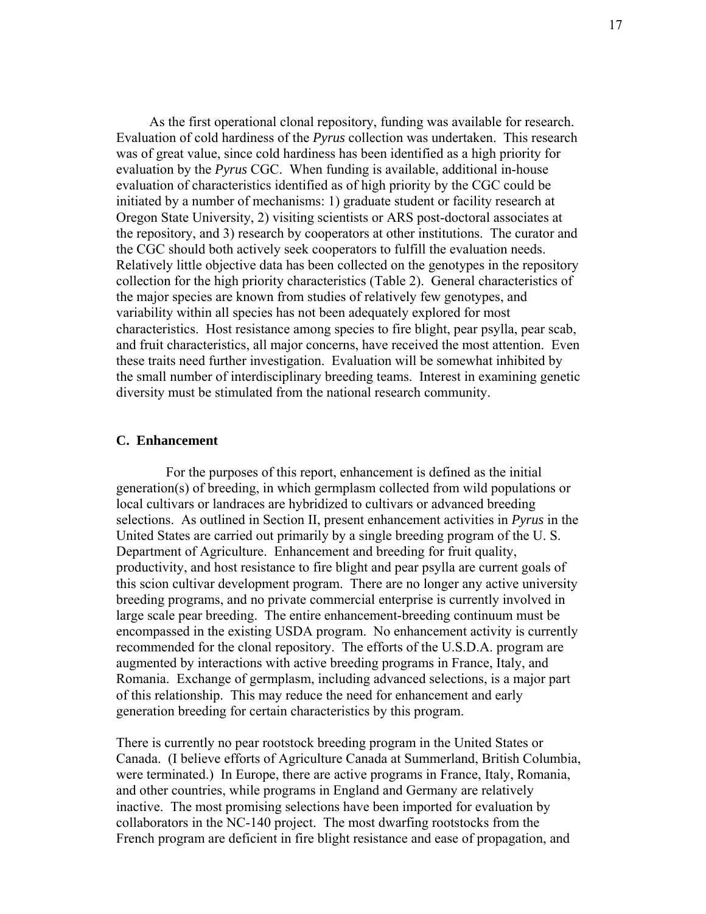As the first operational clonal repository, funding was available for research. Evaluation of cold hardiness of the *Pyrus* collection was undertaken. This research was of great value, since cold hardiness has been identified as a high priority for evaluation by the *Pyrus* CGC. When funding is available, additional in-house evaluation of characteristics identified as of high priority by the CGC could be initiated by a number of mechanisms: 1) graduate student or facility research at Oregon State University, 2) visiting scientists or ARS post-doctoral associates at the repository, and 3) research by cooperators at other institutions. The curator and the CGC should both actively seek cooperators to fulfill the evaluation needs. Relatively little objective data has been collected on the genotypes in the repository collection for the high priority characteristics (Table 2). General characteristics of the major species are known from studies of relatively few genotypes, and variability within all species has not been adequately explored for most characteristics. Host resistance among species to fire blight, pear psylla, pear scab, and fruit characteristics, all major concerns, have received the most attention. Even these traits need further investigation. Evaluation will be somewhat inhibited by the small number of interdisciplinary breeding teams. Interest in examining genetic diversity must be stimulated from the national research community.

### C. Enhancement

For the purposes of this report, enhancement is defined as the initial generation(s) of breeding, in which germplasm collected from wild populations or local cultivars or landraces are hybridized to cultivars or advanced breeding selections. As outlined in Section II, present enhancement activities in *Pyrus* in the United States are carried out primarily by a single breeding program of the U. S. Department of Agriculture. Enhancement and breeding for fruit quality, productivity, and host resistance to fire blight and pear psylla are current goals of this scion cultivar development program. There are no longer any active university breeding programs, and no private commercial enterprise is currently involved in large scale pear breeding. The entire enhancement-breeding continuum must be encompassed in the existing USDA program. No enhancement activity is currently recommended for the clonal repository. The efforts of the U.S.D.A. program are augmented by interactions with active breeding programs in France, Italy, and Romania. Exchange of germplasm, including advanced selections, is a major part of this relationship. This may reduce the need for enhancement and early generation breeding for certain characteristics by this program.

There is currently no pear rootstock breeding program in the United States or Canada. (I believe efforts of Agriculture Canada at Summerland, British Columbia, were terminated.) In Europe, there are active programs in France, Italy, Romania, and other countries, while programs in England and Germany are relatively inactive. The most promising selections have been imported for evaluation by collaborators in the NC-140 project. The most dwarfing rootstocks from the French program are deficient in fire blight resistance and ease of propagation, and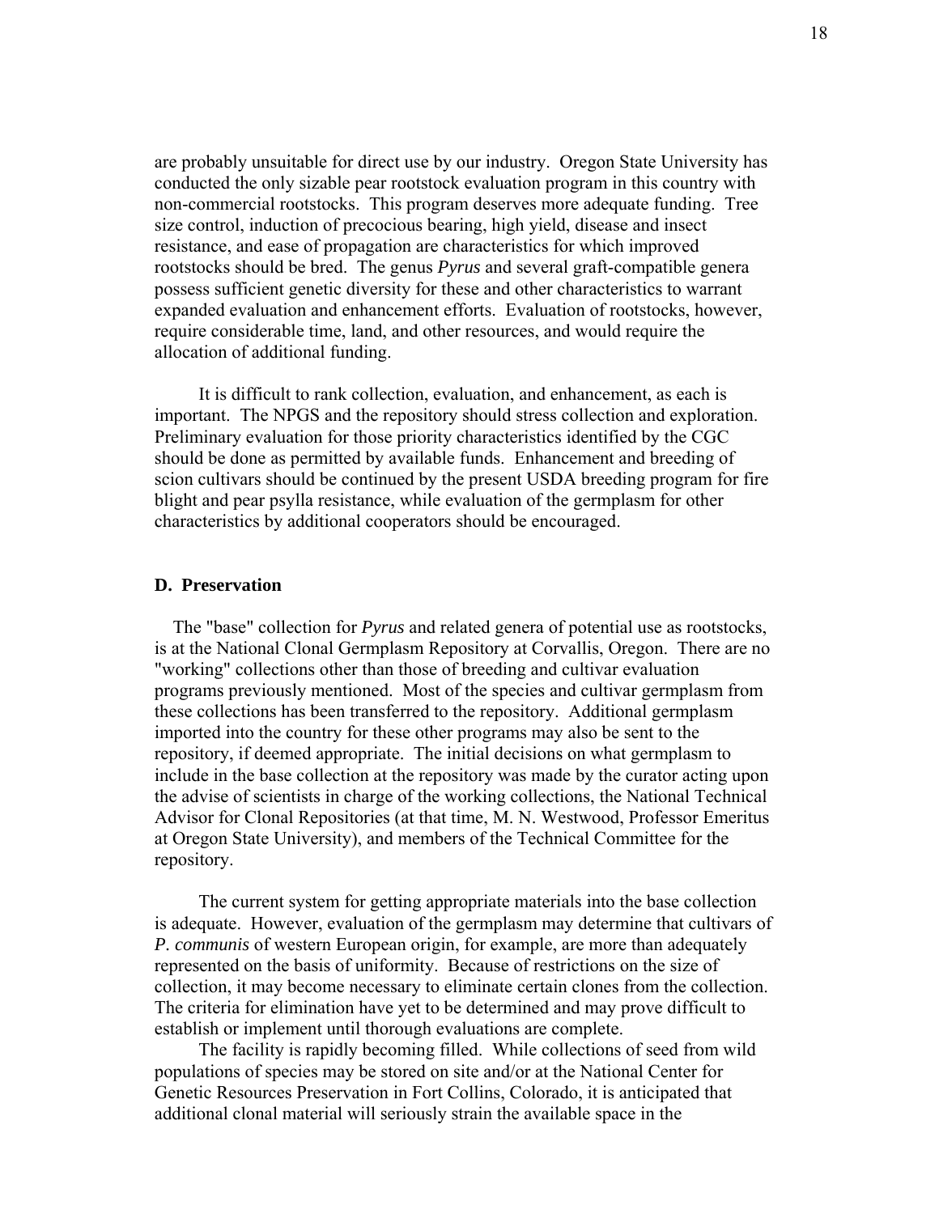are probably unsuitable for direct use by our industry. Oregon State University has conducted the only sizable pear rootstock evaluation program in this country with non-commercial rootstocks. This program deserves more adequate funding. Tree size control, induction of precocious bearing, high yield, disease and insect resistance, and ease of propagation are characteristics for which improved rootstocks should be bred. The genus *Pyrus* and several graft-compatible genera possess sufficient genetic diversity for these and other characteristics to warrant expanded evaluation and enhancement efforts. Evaluation of rootstocks, however, require considerable time, land, and other resources, and would require the allocation of additional funding.

It is difficult to rank collection, evaluation, and enhancement, as each is important. The NPGS and the repository should stress collection and exploration. Preliminary evaluation for those priority characteristics identified by the CGC should be done as permitted by available funds. Enhancement and breeding of scion cultivars should be continued by the present USDA breeding program for fire blight and pear psylla resistance, while evaluation of the germplasm for other characteristics by additional cooperators should be encouraged.

### D. Preservation

The "base" collection for *Pyrus* and related genera of potential use as rootstocks, is at the National Clonal Germplasm Repository at Corvallis, Oregon. There are no "working" collections other than those of breeding and cultivar evaluation programs previously mentioned. Most of the species and cultivar germplasm from these collections has been transferred to the repository. Additional germplasm imported into the country for these other programs may also be sent to the repository, if deemed appropriate. The initial decisions on what germplasm to include in the base collection at the repository was made by the curator acting upon the advise of scientists in charge of the working collections, the National Technical Advisor for Clonal Repositories (at that time, M. N. Westwood, Professor Emeritus at Oregon State University), and members of the Technical Committee for the repository.

The current system for getting appropriate materials into the base collection is adequate. However, evaluation of the germplasm may determine that cultivars of *P. communis* of western European origin, for example, are more than adequately represented on the basis of uniformity. Because of restrictions on the size of collection, it may become necessary to eliminate certain clones from the collection. The criteria for elimination have yet to be determined and may prove difficult to establish or implement until thorough evaluations are complete.

The facility is rapidly becoming filled. While collections of seed from wild populations of species may be stored on site and/or at the National Center for Genetic Resources Preservation in Fort Collins, Colorado, it is anticipated that additional clonal material will seriously strain the available space in the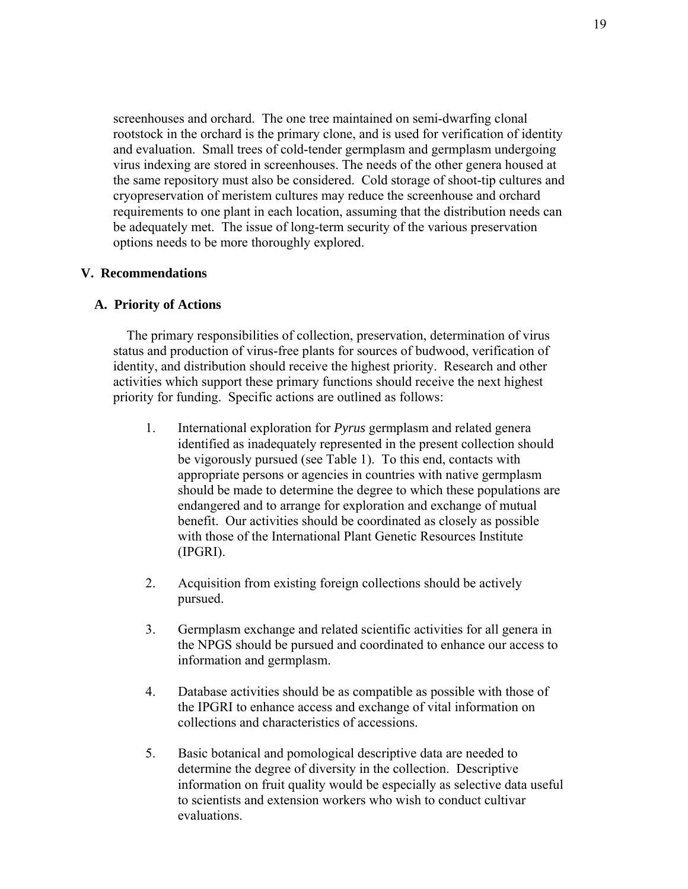screenhouses and orchard. The one tree maintained on semi-dwarfing clonal rootstock in the orchard is the primary clone, and is used for verification of identity and evaluation. Small trees of cold-tender germplasm and germplasm undergoing virus indexing are stored in screenhouses. The needs of the other genera housed at the same repository must also be considered. Cold storage of shoot-tip cultures and cryopreservation of meristem cultures may reduce the screenhouse and orchard requirements to one plant in each location, assuming that the distribution needs can be adequately met. The issue of long-term security of the various preservation options needs to be more thoroughly explored.

## V. Recommendations

### A. Priority of Actions

The primary responsibilities of collection, preservation, determination of virus status and production of virus-free plants for sources of budwood, verification of identity, and distribution should receive the highest priority. Research and other activities which support these primary functions should receive the next highest priority for funding. Specific actions are outlined as follows:

1. International exploration for *Pyrus* germplasm and related genera identified as inadequately represented in the present collection should be vigorously pursued (see Table 1). To this end, contacts with appropriate persons or agencies in countries with native germplasm should be made to determine the degree to which these populations are endangered and to arrange for exploration and exchange of mutual benefit. Our activities should be coordinated as closely as possible with those of the International Plant Genetic Resources Institute (IPGRI).

2. Acquisition from existing foreign collections should be actively pursued.

3. Germplasm exchange and related scientific activities for all genera in the NPGS should be pursued and coordinated to enhance our access to information and germplasm.

4. Database activities should be as compatible as possible with those of the IPGRI to enhance access and exchange of vital information on collections and characteristics of accessions.

5. Basic botanical and pomological descriptive data are needed to determine the degree of diversity in the collection. Descriptive information on fruit quality would be especially as selective data useful to scientists and extension workers who wish to conduct cultivar evaluations.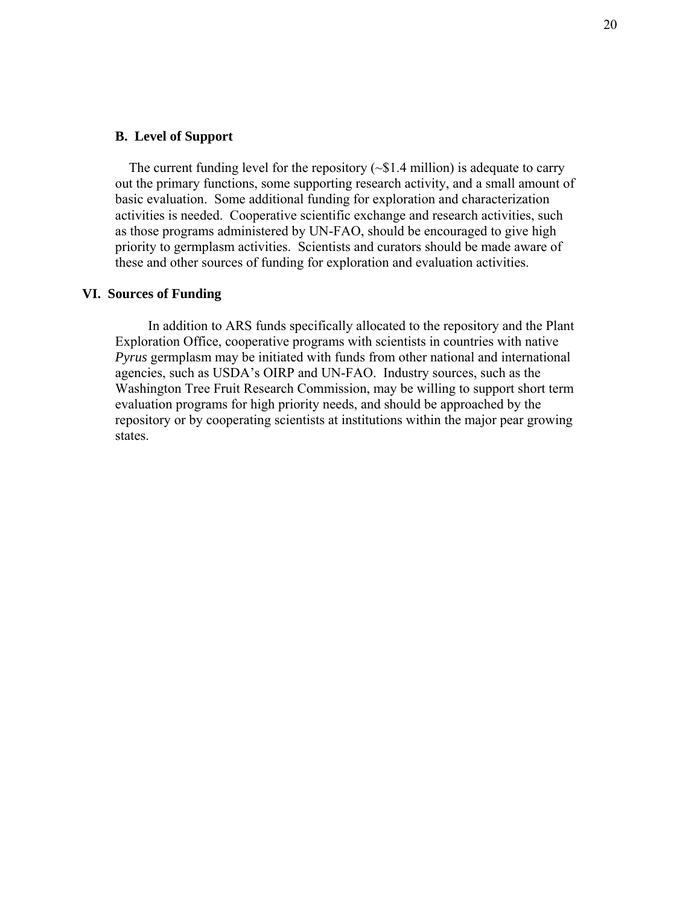### B. Level of Support

The current funding level for the repository (~$1.4 million) is adequate to carry out the primary functions, some supporting research activity, and a small amount of basic evaluation. Some additional funding for exploration and characterization activities is needed. Cooperative scientific exchange and research activities, such as those programs administered by UN-FAO, should be encouraged to give high priority to germplasm activities. Scientists and curators should be made aware of these and other sources of funding for exploration and evaluation activities.

## VI. Sources of Funding

In addition to ARS funds specifically allocated to the repository and the Plant Exploration Office, cooperative programs with scientists in countries with native *Pyrus* germplasm may be initiated with funds from other national and international agencies, such as USDA's OIRP and UN-FAO. Industry sources, such as the Washington Tree Fruit Research Commission, may be willing to support short term evaluation programs for high priority needs, and should be approached by the repository or by cooperating scientists at institutions within the major pear growing states.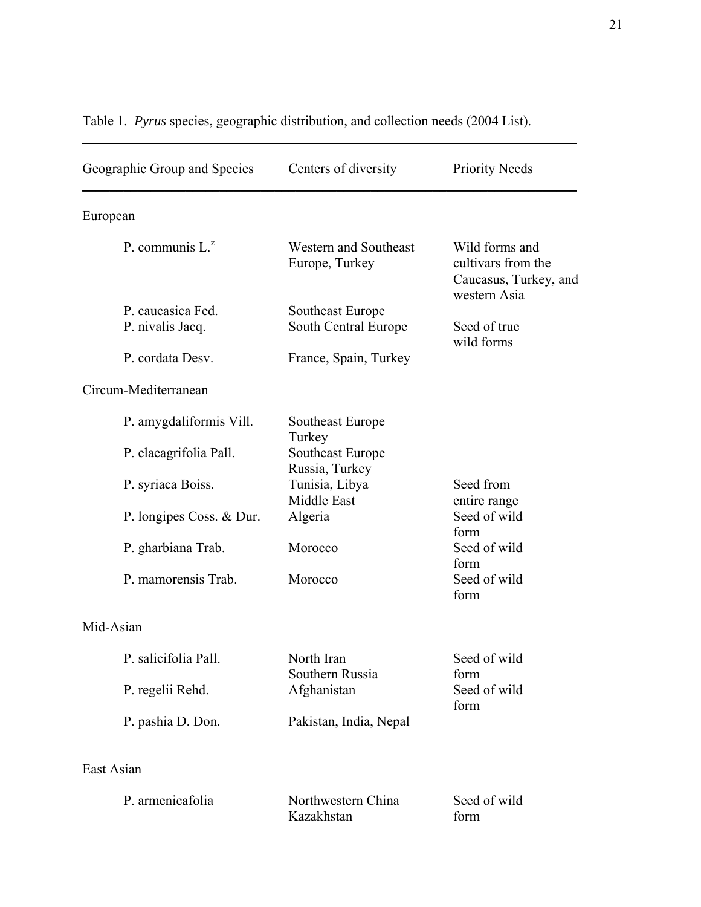Table 1. *Pyrus* species, geographic distribution, and collection needs (2004 List).

| Geographic Group and Species | Centers of diversity | Priority Needs |
|---|---|---|
| European | | |
| P. communis L.[z] | Western and Southeast Europe, Turkey | Wild forms and cultivars from the Caucasus, Turkey, and western Asia |
| P. caucasica Fed. | Southeast Europe | |
| P. nivalis Jacq. | South Central Europe | Seed of true wild forms |
| P. cordata Desv. | France, Spain, Turkey | |
| Circum-Mediterranean | | |
| P. amygdaliformis Vill. | Southeast Europe Turkey | |
| P. elaeagrifolia Pall. | Southeast Europe Russia, Turkey | |
| P. syriaca Boiss. | Tunisia, Libya Middle East | Seed from entire range |
| P. longipes Coss. & Dur. | Algeria | Seed of wild form |
| P. gharbiana Trab. | Morocco | Seed of wild form |
| P. mamorensis Trab. | Morocco | Seed of wild form |
| Mid-Asian | | |
| P. salicifolia Pall. | North Iran Southern Russia | Seed of wild form |
| P. regelii Rehd. | Afghanistan | Seed of wild form |
| P. pashia D. Don. | Pakistan, India, Nepal | |
| East Asian | | |
| P. armenicafolia | Northwestern China Kazakhstan | Seed of wild form |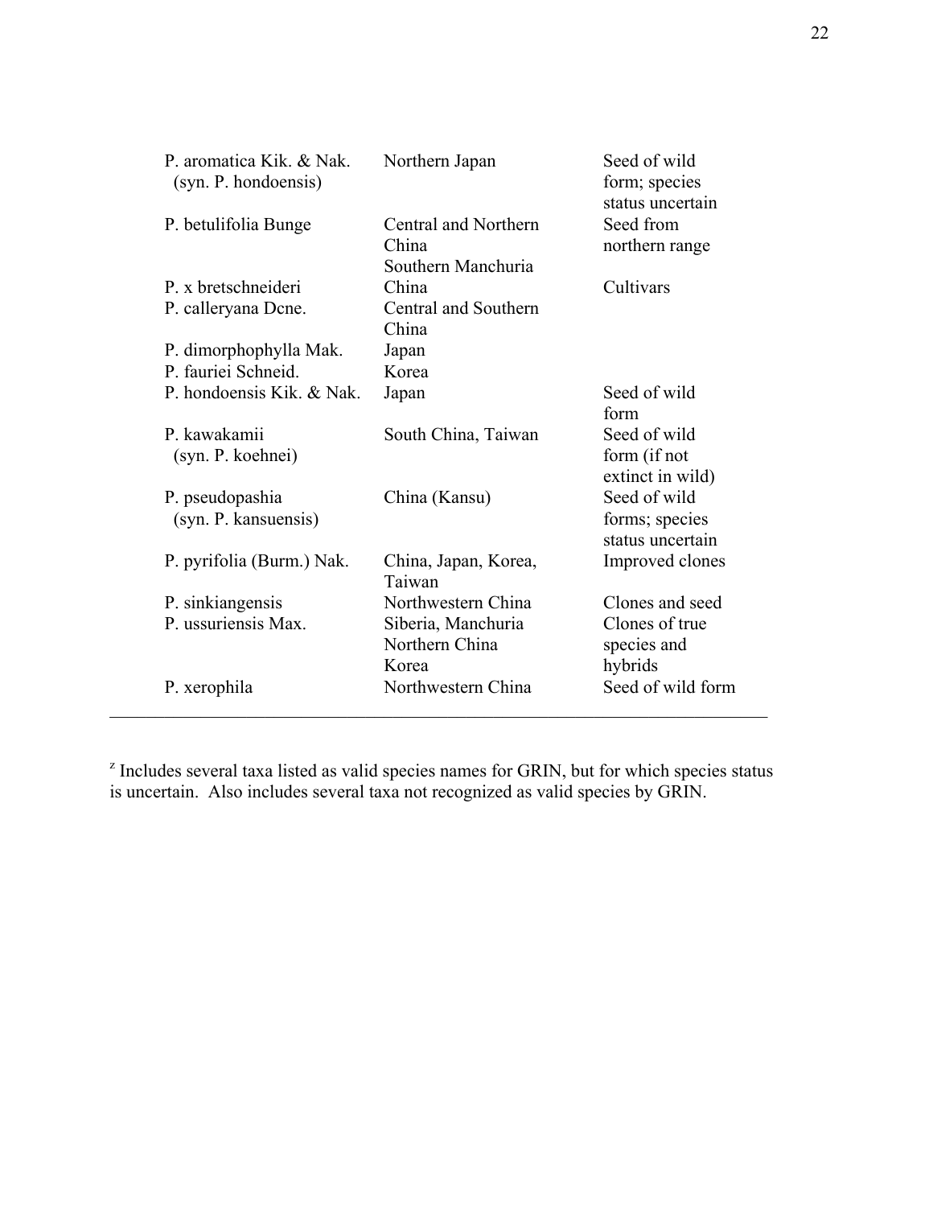| | | |
|---|---|---|
| P. aromatica Kik. & Nak. (syn. P. hondoensis) | Northern Japan | Seed of wild form; species status uncertain |
| P. betulifolia Bunge | Central and Northern China Southern Manchuria | Seed from northern range |
| P. x bretschneideri | China | Cultivars |
| P. calleryana Dcne. | Central and Southern China | |
| P. dimorphophylla Mak. | Japan | |
| P. fauriei Schneid. | Korea | |
| P. hondoensis Kik. & Nak. | Japan | Seed of wild form |
| P. kawakamii (syn. P. koehnei) | South China, Taiwan | Seed of wild form (if not extinct in wild) |
| P. pseudopashia (syn. P. kansuensis) | China (Kansu) | Seed of wild forms; species status uncertain |
| P. pyrifolia (Burm.) Nak. | China, Japan, Korea, Taiwan | Improved clones |
| P. sinkiangensis | Northwestern China | Clones and seed |
| P. ussuriensis Max. | Siberia, Manchuria Northern China Korea | Clones of true species and hybrids |
| P. xerophila | Northwestern China | Seed of wild form |

[z] Includes several taxa listed as valid species names for GRIN, but for which species status is uncertain. Also includes several taxa not recognized as valid species by GRIN.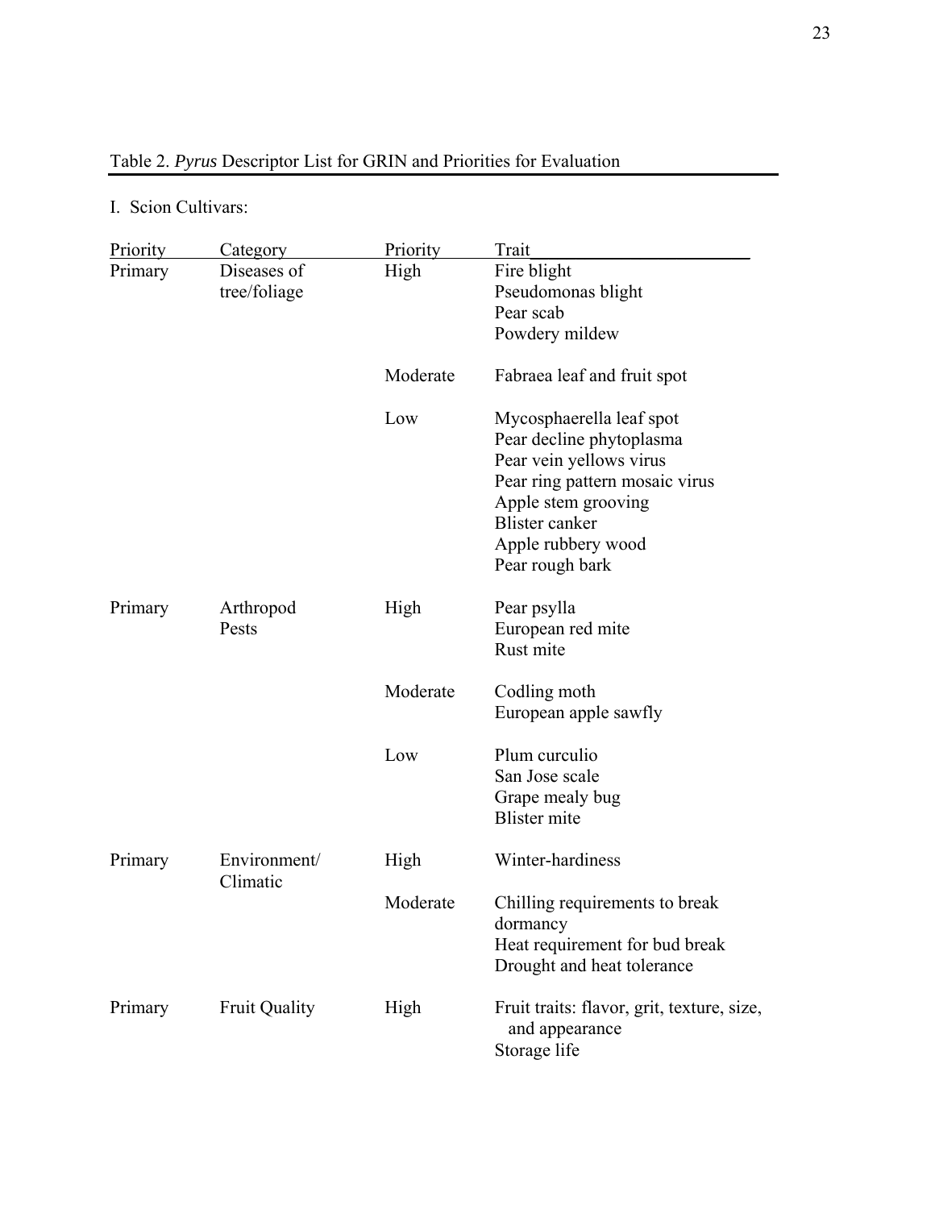Table 2. *Pyrus* Descriptor List for GRIN and Priorities for Evaluation

I. Scion Cultivars:

| Priority | Category | Priority | Trait |
|---|---|---|---|
| Primary | Diseases of tree/foliage | High | Fire blight<br>Pseudomonas blight<br>Pear scab<br>Powdery mildew |
| | | Moderate | Fabraea leaf and fruit spot |
| | | Low | Mycosphaerella leaf spot<br>Pear decline phytoplasma<br>Pear vein yellows virus<br>Pear ring pattern mosaic virus<br>Apple stem grooving<br>Blister canker<br>Apple rubbery wood<br>Pear rough bark |
| Primary | Arthropod Pests | High | Pear psylla<br>European red mite<br>Rust mite |
| | | Moderate | Codling moth<br>European apple sawfly |
| | | Low | Plum curculio<br>San Jose scale<br>Grape mealy bug<br>Blister mite |
| Primary | Environment/ Climatic | High | Winter-hardiness |
| | | Moderate | Chilling requirements to break dormancy<br>Heat requirement for bud break<br>Drought and heat tolerance |
| Primary | Fruit Quality | High | Fruit traits: flavor, grit, texture, size, and appearance<br>Storage life |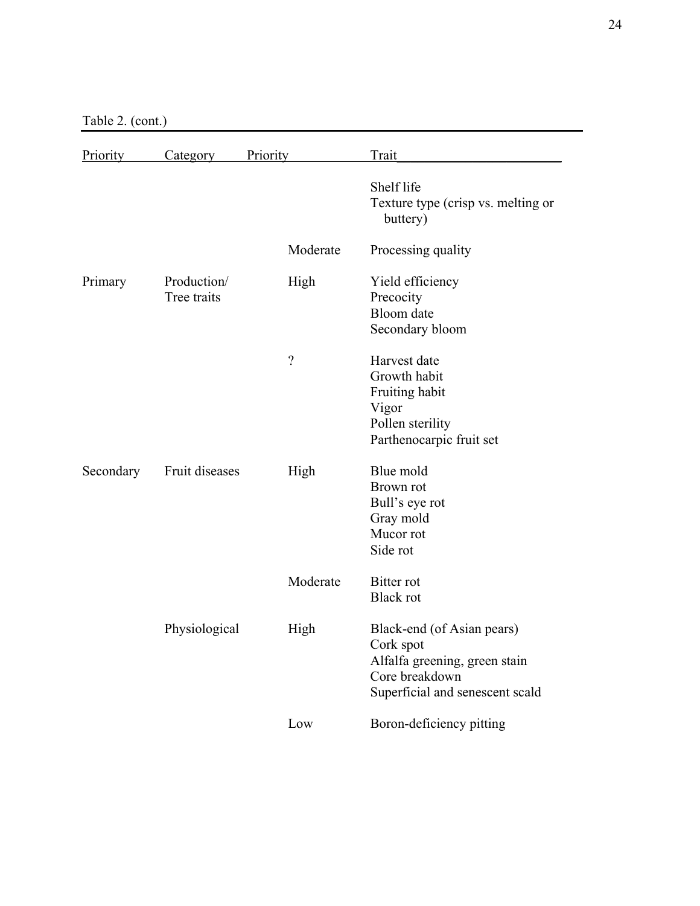Table 2. (cont.)

| Priority | Category | Priority | Trait |
|---|---|---|---|
| | | | Shelf life |
| | | | Texture type (crisp vs. melting or buttery) |
| | | Moderate | Processing quality |
| Primary | Production/ Tree traits | High | Yield efficiency |
| | | | Precocity |
| | | | Bloom date |
| | | | Secondary bloom |
| | | ? | Harvest date |
| | | | Growth habit |
| | | | Fruiting habit |
| | | | Vigor |
| | | | Pollen sterility |
| | | | Parthenocarpic fruit set |
| Secondary | Fruit diseases | High | Blue mold |
| | | | Brown rot |
| | | | Bull's eye rot |
| | | | Gray mold |
| | | | Mucor rot |
| | | | Side rot |
| | | Moderate | Bitter rot |
| | | | Black rot |
| | Physiological | High | Black-end (of Asian pears) |
| | | | Cork spot |
| | | | Alfalfa greening, green stain |
| | | | Core breakdown |
| | | | Superficial and senescent scald |
| | | Low | Boron-deficiency pitting |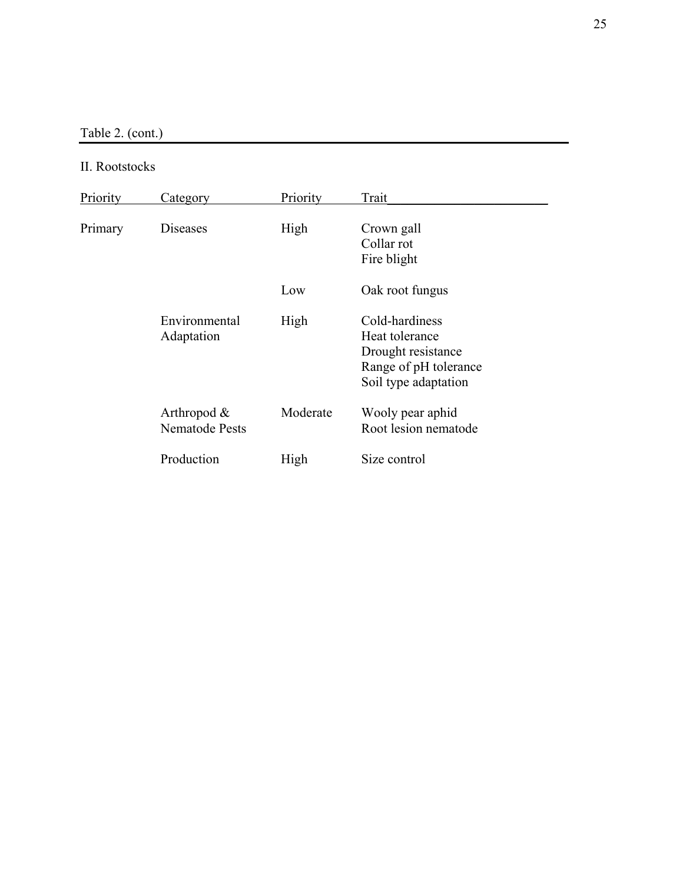Table 2. (cont.)

II. Rootstocks

| Priority | Category | Priority | Trait |
|---|---|---|---|
| Primary | Diseases | High | Crown gall<br>Collar rot<br>Fire blight |
| | | Low | Oak root fungus |
| | Environmental Adaptation | High | Cold-hardiness<br>Heat tolerance<br>Drought resistance<br>Range of pH tolerance<br>Soil type adaptation |
| | Arthropod & Nematode Pests | Moderate | Wooly pear aphid<br>Root lesion nematode |
| | Production | High | Size control |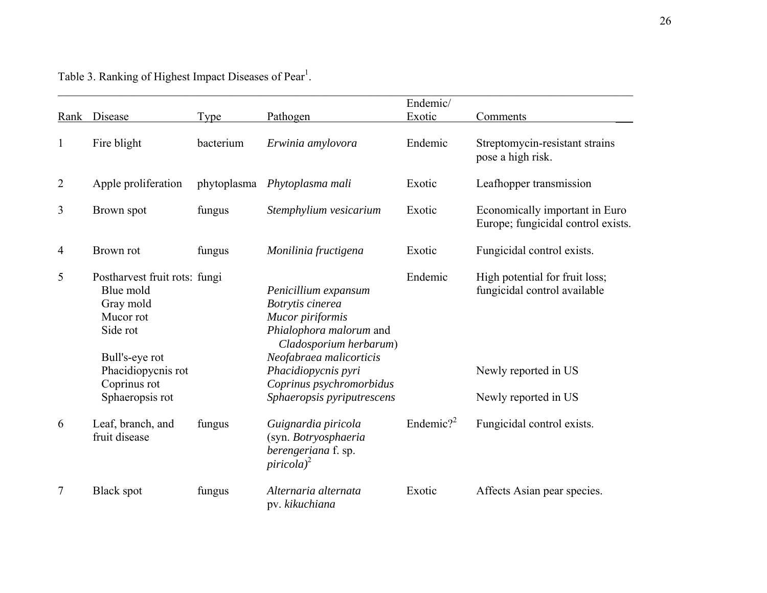Table 3. Ranking of Highest Impact Diseases of Pear[1].

| Rank | Disease | Type | Pathogen | Endemic/ Exotic | Comments |
|---|---|---|---|---|---|
| 1 | Fire blight | bacterium | *Erwinia amylovora* | Endemic | Streptomycin-resistant strains pose a high risk. |
| 2 | Apple proliferation | phytoplasma | *Phytoplasma mali* | Exotic | Leafhopper transmission |
| 3 | Brown spot | fungus | *Stemphylium vesicarium* | Exotic | Economically important in Euro Europe; fungicidal control exists. |
| 4 | Brown rot | fungus | *Monilinia fructigena* | Exotic | Fungicidal control exists. |
| 5 | Postharvest fruit rots: | fungi | | Endemic | High potential for fruit loss; fungicidal control available |
| | Blue mold | | *Penicillium expansum* | | |
| | Gray mold | | *Botrytis cinerea* | | |
| | Mucor rot | | *Mucor piriformis* | | |
| | Side rot | | *Phialophora malorum* and *Cladosporium herbarum*) | | |
| | Bull's-eye rot | | *Neofabraea malicorticis* | | |
| | Phacidiopycnis rot | | *Phacidiopycnis pyri* | | Newly reported in US |
| | Coprinus rot | | *Coprinus psychromorbidus* | | |
| | Sphaeropsis rot | | *Sphaeropsis pyriputrescens* | | Newly reported in US |
| 6 | Leaf, branch, and fruit disease | fungus | *Guignardia piricola* (syn. *Botryosphaeria berengeriana* f. sp. *piricola)*[2] | Endemic?[2] | Fungicidal control exists. |
| 7 | Black spot | fungus | *Alternaria alternata* pv. *kikuchiana* | Exotic | Affects Asian pear species. |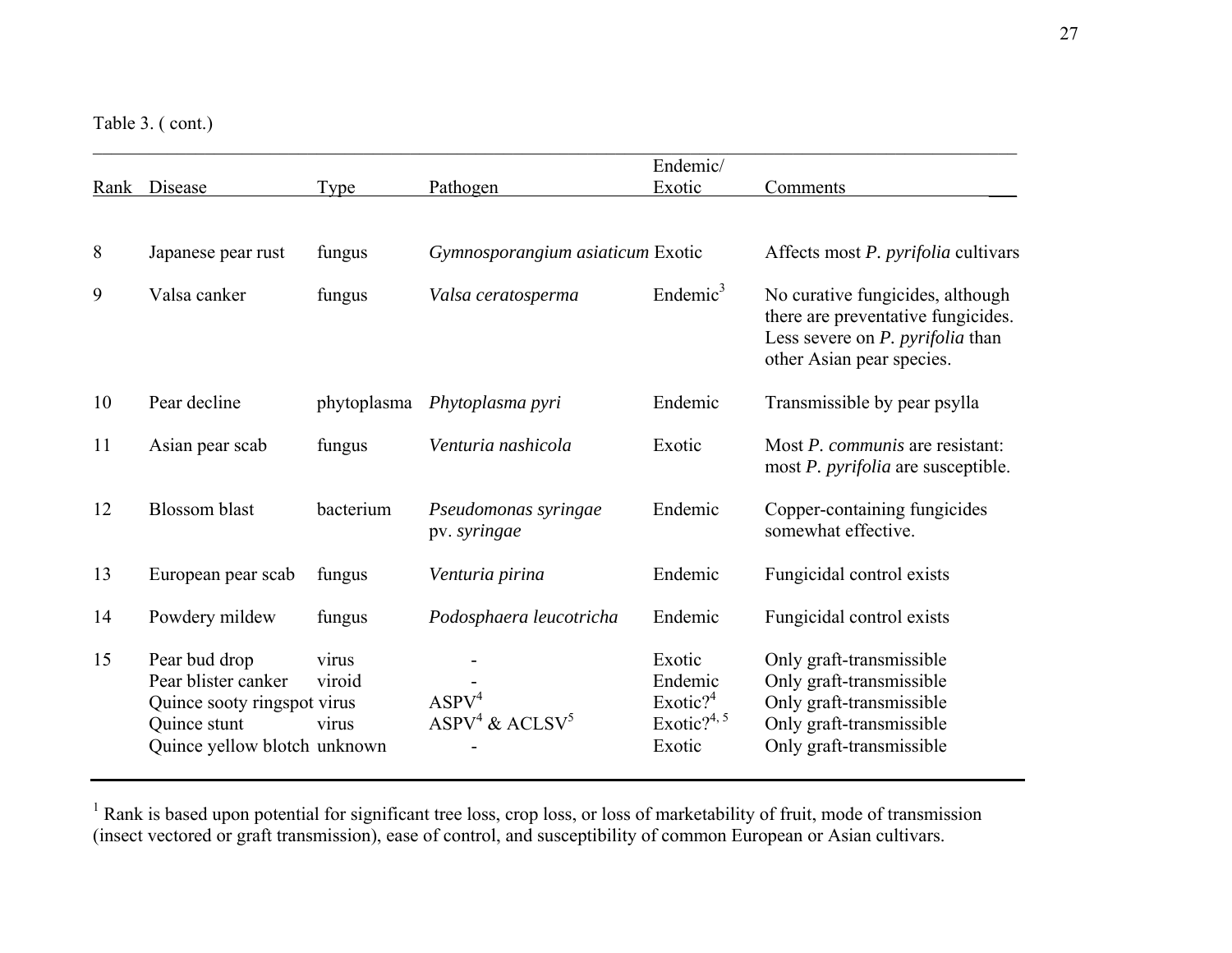Table 3. ( cont.)

| Rank | Disease | Type | Pathogen | Endemic/ Exotic | Comments |
|---|---|---|---|---|---|
| 8 | Japanese pear rust | fungus | *Gymnosporangium asiaticum* | Exotic | Affects most *P. pyrifolia* cultivars |
| 9 | Valsa canker | fungus | *Valsa ceratosperma* | Endemic[3] | No curative fungicides, although there are preventative fungicides. Less severe on *P. pyrifolia* than other Asian pear species. |
| 10 | Pear decline | phytoplasma | *Phytoplasma pyri* | Endemic | Transmissible by pear psylla |
| 11 | Asian pear scab | fungus | *Venturia nashicola* | Exotic | Most *P. communis* are resistant: most *P. pyrifolia* are susceptible. |
| 12 | Blossom blast | bacterium | *Pseudomonas syringae* pv. *syringae* | Endemic | Copper-containing fungicides somewhat effective. |
| 13 | European pear scab | fungus | *Venturia pirina* | Endemic | Fungicidal control exists |
| 14 | Powdery mildew | fungus | *Podosphaera leucotricha* | Endemic | Fungicidal control exists |
| 15 | Pear bud drop | virus | - | Exotic | Only graft-transmissible |
| | Pear blister canker | viroid | - | Endemic | Only graft-transmissible |
| | Quince sooty ringspot | virus | ASPV[4] | Exotic?[4] | Only graft-transmissible |
| | Quince stunt | virus | ASPV[4] & ACLSV[5] | Exotic?[4, 5] | Only graft-transmissible |
| | Quince yellow blotch | unknown | - | Exotic | Only graft-transmissible |

[1] Rank is based upon potential for significant tree loss, crop loss, or loss of marketability of fruit, mode of transmission (insect vectored or graft transmission), ease of control, and susceptibility of common European or Asian cultivars.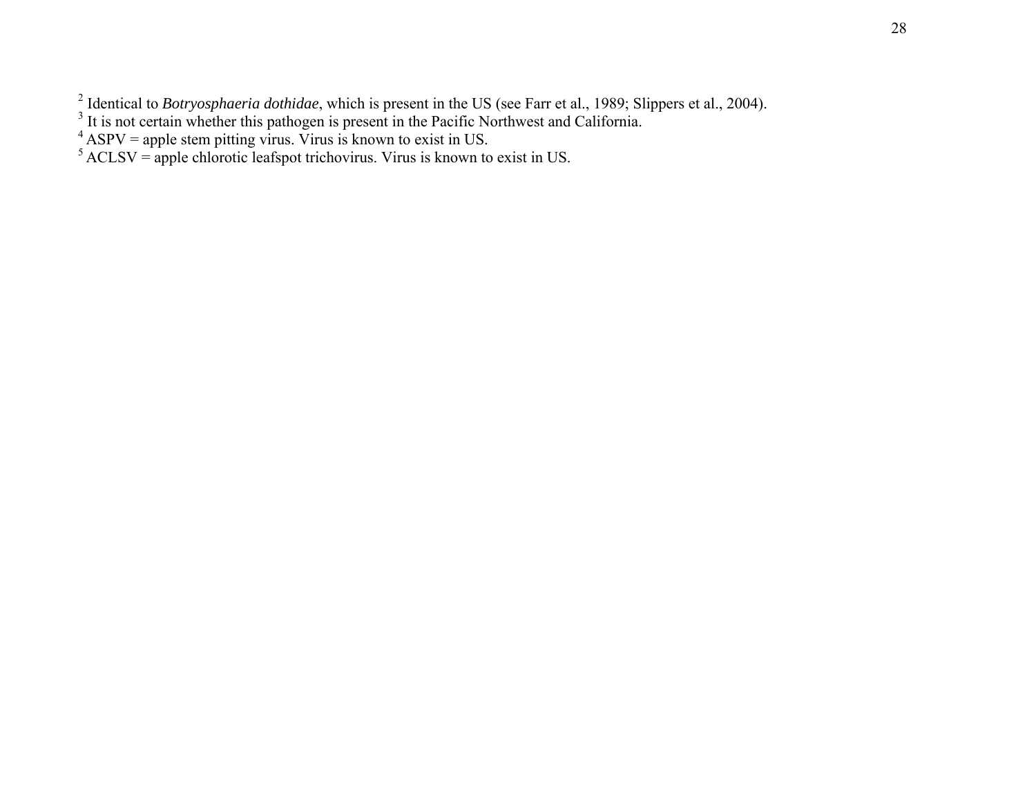[2] Identical to *Botryosphaeria dothidae*, which is present in the US (see Farr et al., 1989; Slippers et al., 2004).
[3] It is not certain whether this pathogen is present in the Pacific Northwest and California.
[4] ASPV = apple stem pitting virus. Virus is known to exist in US.
[5] ACLSV = apple chlorotic leafspot trichovirus. Virus is known to exist in US.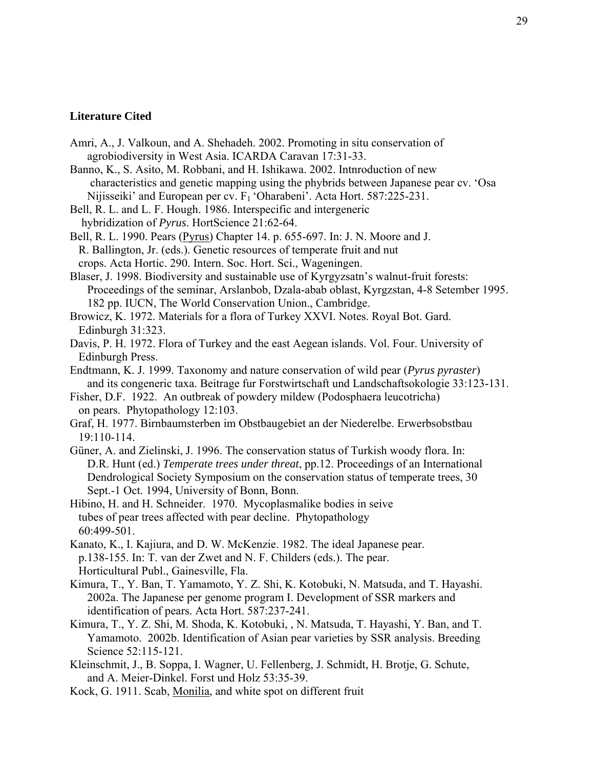**Literature Cited**

Amri, A., J. Valkoun, and A. Shehadeh. 2002. Promoting in situ conservation of agrobiodiversity in West Asia. ICARDA Caravan 17:31-33.

Banno, K., S. Asito, M. Robbani, and H. Ishikawa. 2002. Intnroduction of new characteristics and genetic mapping using the phybrids between Japanese pear cv. 'Osa Nijisseiki' and European per cv. $F_1$ 'Oharabeni'. Acta Hort. 587:225-231.

Bell, R. L. and L. F. Hough. 1986. Interspecific and intergeneric hybridization of *Pyrus*. HortScience 21:62-64.

Bell, R. L. 1990. Pears (Pyrus) Chapter 14. p. 655-697. In: J. N. Moore and J. R. Ballington, Jr. (eds.). Genetic resources of temperate fruit and nut crops. Acta Hortic. 290. Intern. Soc. Hort. Sci., Wageningen.

Blaser, J. 1998. Biodiversity and sustainable use of Kyrgyzsatn's walnut-fruit forests: Proceedings of the seminar, Arslanbob, Dzala-abab oblast, Kyrgzstan, 4-8 Setember 1995. 182 pp. IUCN, The World Conservation Union., Cambridge.

Browicz, K. 1972. Materials for a flora of Turkey XXVI. Notes. Royal Bot. Gard. Edinburgh 31:323.

Davis, P. H. 1972. Flora of Turkey and the east Aegean islands. Vol. Four. University of Edinburgh Press.

Endtmann, K. J. 1999. Taxonomy and nature conservation of wild pear (*Pyrus pyraster*) and its congeneric taxa. Beitrage fur Forstwirtschaft und Landschaftsokologie 33:123-131.

Fisher, D.F. 1922. An outbreak of powdery mildew (Podosphaera leucotricha) on pears. Phytopathology 12:103.

Graf, H. 1977. Birnbaumsterben im Obstbaugebiet an der Niederelbe. Erwerbsobstbau 19:110-114.

Güner, A. and Zielinski, J. 1996. The conservation status of Turkish woody flora. In: D.R. Hunt (ed.) *Temperate trees under threat*, pp.12. Proceedings of an International Dendrological Society Symposium on the conservation status of temperate trees, 30 Sept.-1 Oct. 1994, University of Bonn, Bonn.

Hibino, H. and H. Schneider. 1970. Mycoplasmalike bodies in seive tubes of pear trees affected with pear decline. Phytopathology 60:499-501.

Kanato, K., I. Kajiura, and D. W. McKenzie. 1982. The ideal Japanese pear. p.138-155. In: T. van der Zwet and N. F. Childers (eds.). The pear. Horticultural Publ., Gainesville, Fla.

Kimura, T., Y. Ban, T. Yamamoto, Y. Z. Shi, K. Kotobuki, N. Matsuda, and T. Hayashi. 2002a. The Japanese per genome program I. Development of SSR markers and identification of pears. Acta Hort. 587:237-241.

Kimura, T., Y. Z. Shi, M. Shoda, K. Kotobuki, , N. Matsuda, T. Hayashi, Y. Ban, and T. Yamamoto. 2002b. Identification of Asian pear varieties by SSR analysis. Breeding Science 52:115-121.

Kleinschmit, J., B. Soppa, I. Wagner, U. Fellenberg, J. Schmidt, H. Brotje, G. Schute, and A. Meier-Dinkel. Forst und Holz 53:35-39.

Kock, G. 1911. Scab, Monilia, and white spot on different fruit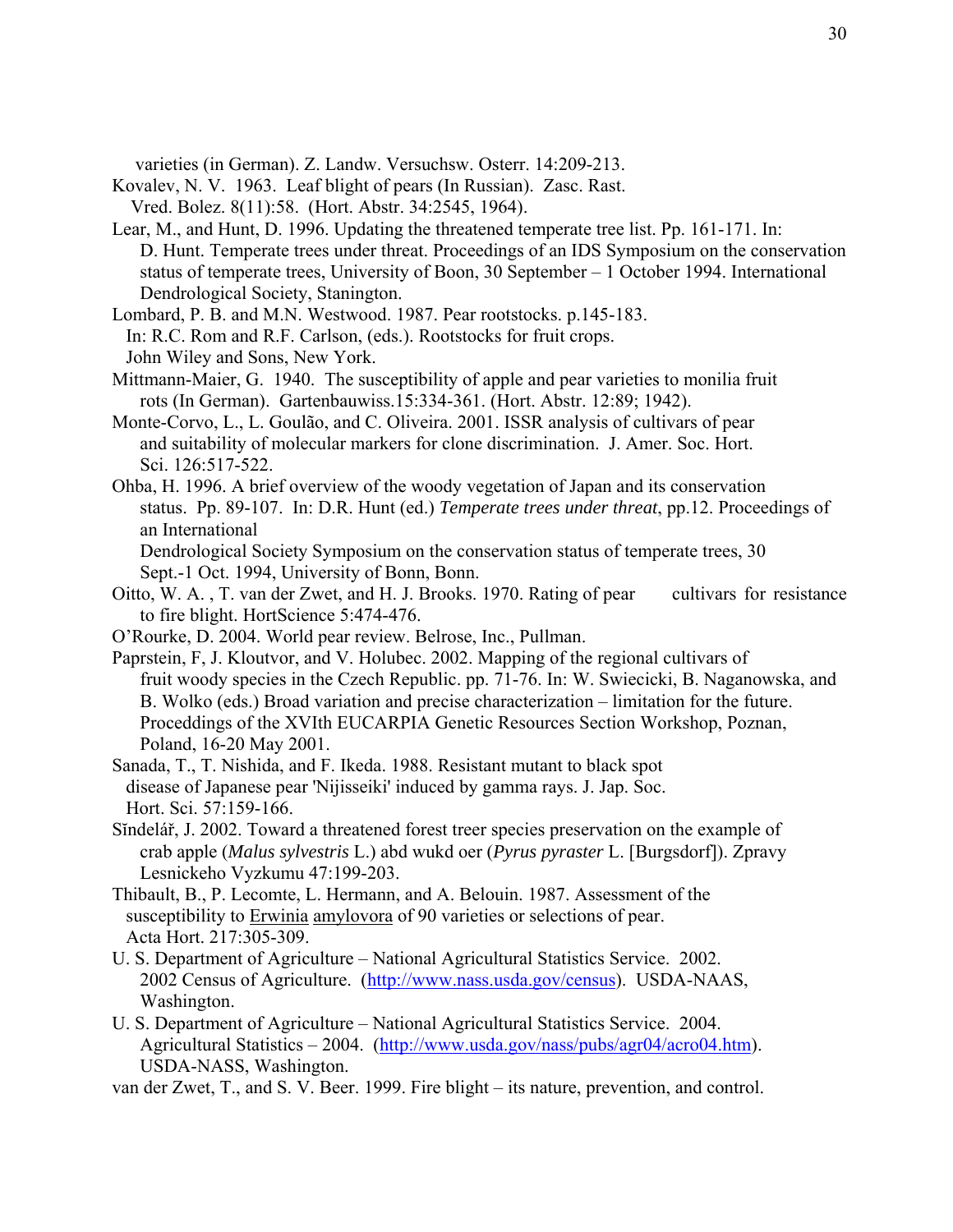varieties (in German). Z. Landw. Versuchsw. Osterr. 14:209-213.

Kovalev, N. V. 1963. Leaf blight of pears (In Russian). Zasc. Rast. Vred. Bolez. 8(11):58. (Hort. Abstr. 34:2545, 1964).

Lear, M., and Hunt, D. 1996. Updating the threatened temperate tree list. Pp. 161-171. In: D. Hunt. Temperate trees under threat. Proceedings of an IDS Symposium on the conservation status of temperate trees, University of Boon, 30 September – 1 October 1994. International Dendrological Society, Stanington.

Lombard, P. B. and M.N. Westwood. 1987. Pear rootstocks. p.145-183. In: R.C. Rom and R.F. Carlson, (eds.). Rootstocks for fruit crops. John Wiley and Sons, New York.

Mittmann-Maier, G. 1940. The susceptibility of apple and pear varieties to monilia fruit rots (In German). Gartenbauwiss.15:334-361. (Hort. Abstr. 12:89; 1942).

Monte-Corvo, L., L. Goulão, and C. Oliveira. 2001. ISSR analysis of cultivars of pear and suitability of molecular markers for clone discrimination. J. Amer. Soc. Hort. Sci. 126:517-522.

Ohba, H. 1996. A brief overview of the woody vegetation of Japan and its conservation status. Pp. 89-107. In: D.R. Hunt (ed.) *Temperate trees under threat*, pp.12. Proceedings of an International Dendrological Society Symposium on the conservation status of temperate trees, 30 Sept.-1 Oct. 1994, University of Bonn, Bonn.

Oitto, W. A. , T. van der Zwet, and H. J. Brooks. 1970. Rating of pear cultivars for resistance to fire blight. HortScience 5:474-476.

O'Rourke, D. 2004. World pear review. Belrose, Inc., Pullman.

Paprstein, F, J. Kloutvor, and V. Holubec. 2002. Mapping of the regional cultivars of fruit woody species in the Czech Republic. pp. 71-76. In: W. Swiecicki, B. Naganowska, and B. Wolko (eds.) Broad variation and precise characterization – limitation for the future. Proceddings of the XVIth EUCARPIA Genetic Resources Section Workshop, Poznan, Poland, 16-20 May 2001.

Sanada, T., T. Nishida, and F. Ikeda. 1988. Resistant mutant to black spot disease of Japanese pear 'Nijisseiki' induced by gamma rays. J. Jap. Soc. Hort. Sci. 57:159-166.

Sĭndelář, J. 2002. Toward a threatened forest treer species preservation on the example of crab apple (*Malus sylvestris* L.) abd wukd oer (*Pyrus pyraster* L. [Burgsdorf]). Zpravy Lesnickeho Vyzkumu 47:199-203.

Thibault, B., P. Lecomte, L. Hermann, and A. Belouin. 1987. Assessment of the susceptibility to Erwinia amylovora of 90 varieties or selections of pear. Acta Hort. 217:305-309.

U. S. Department of Agriculture – National Agricultural Statistics Service. 2002. 2002 Census of Agriculture. (http://www.nass.usda.gov/census). USDA-NAAS, Washington.

U. S. Department of Agriculture – National Agricultural Statistics Service. 2004. Agricultural Statistics – 2004. (http://www.usda.gov/nass/pubs/agr04/acro04.htm). USDA-NASS, Washington.

van der Zwet, T., and S. V. Beer. 1999. Fire blight – its nature, prevention, and control.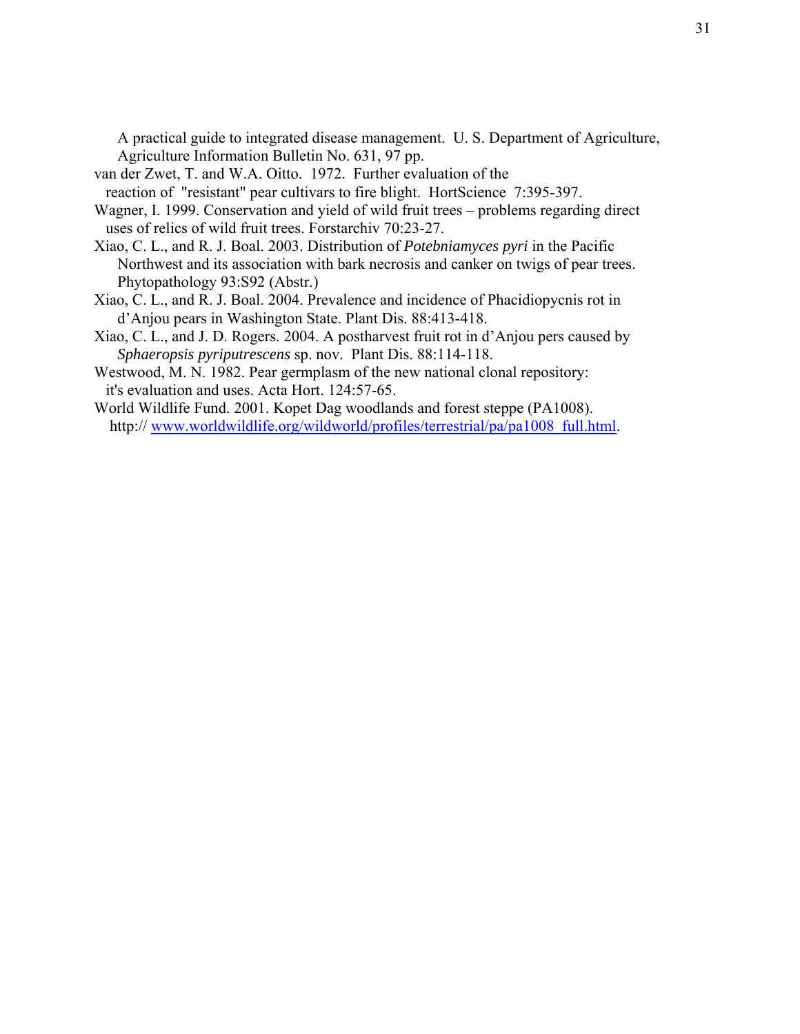A practical guide to integrated disease management. U. S. Department of Agriculture, Agriculture Information Bulletin No. 631, 97 pp.

van der Zwet, T. and W.A. Oitto. 1972. Further evaluation of the reaction of "resistant" pear cultivars to fire blight. HortScience 7:395-397.

Wagner, I. 1999. Conservation and yield of wild fruit trees – problems regarding direct uses of relics of wild fruit trees. Forstarchiv 70:23-27.

Xiao, C. L., and R. J. Boal. 2003. Distribution of *Potebniamyces pyri* in the Pacific Northwest and its association with bark necrosis and canker on twigs of pear trees. Phytopathology 93:S92 (Abstr.)

Xiao, C. L., and R. J. Boal. 2004. Prevalence and incidence of Phacidiopycnis rot in d'Anjou pears in Washington State. Plant Dis. 88:413-418.

Xiao, C. L., and J. D. Rogers. 2004. A postharvest fruit rot in d'Anjou pers caused by *Sphaeropsis pyriputrescens* sp. nov. Plant Dis. 88:114-118.

Westwood, M. N. 1982. Pear germplasm of the new national clonal repository: it's evaluation and uses. Acta Hort. 124:57-65.

World Wildlife Fund. 2001. Kopet Dag woodlands and forest steppe (PA1008). http:// www.worldwildlife.org/wildworld/profiles/terrestrial/pa/pa1008_full.html.